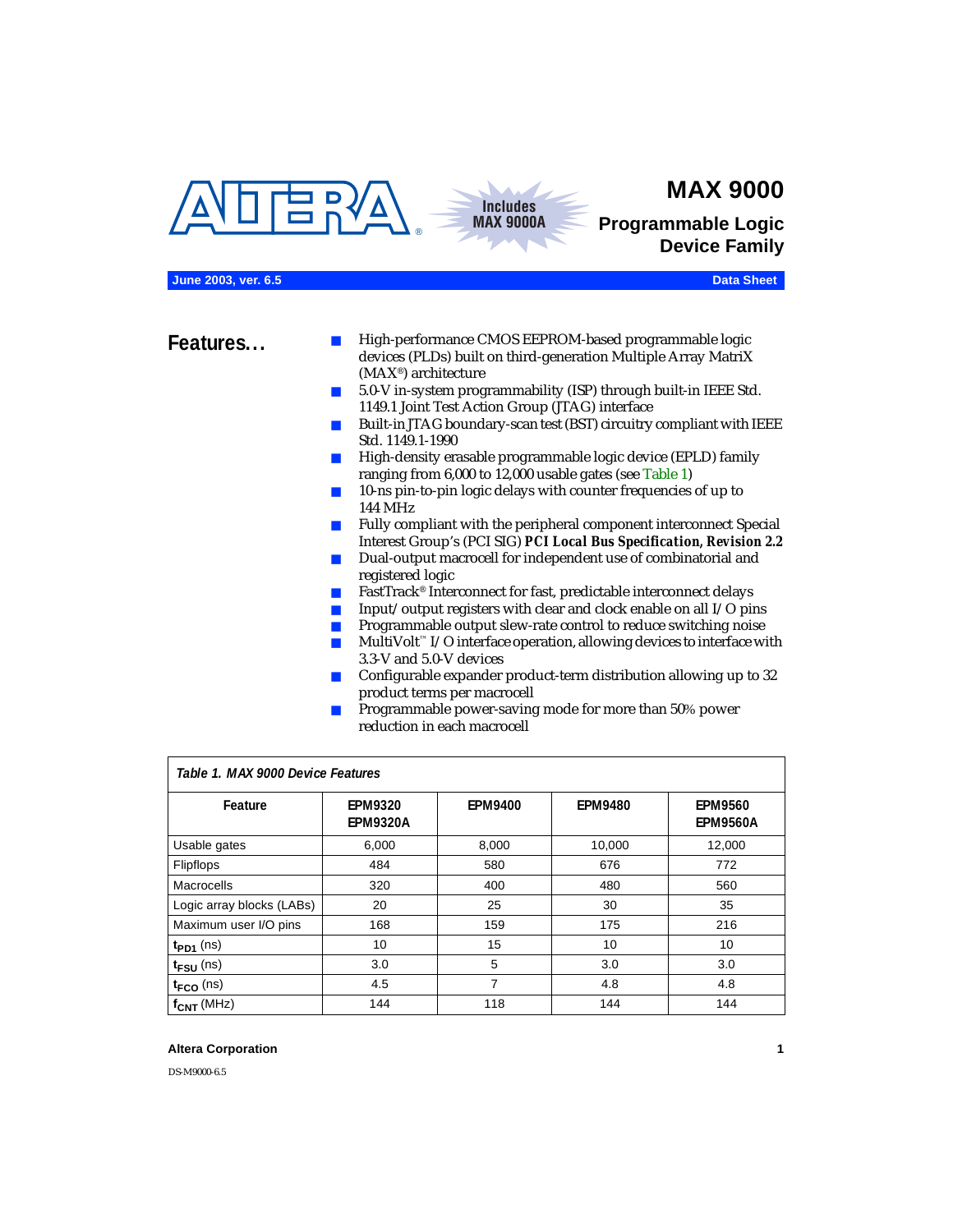# MAX 9000

## Programmable Logic Device Family

Includes MAX 9000A

June 2003, ver. 6.5 — Data Sheet

## Features...

- High-performance CMOS EEPROM-based programmable logic devices (PLDs) built on third-generation Multiple Array MatriX (MAX®) architecture
- 5.0-V in-system programmability (ISP) through built-in IEEE Std. 1149.1 Joint Test Action Group (JTAG) interface
- Built-in JTAG boundary-scan test (BST) circuitry compliant with IEEE Std. 1149.1-1990
- High-density erasable programmable logic device (EPLD) family ranging from 6,000 to 12,000 usable gates (see Table 1)
- 10-ns pin-to-pin logic delays with counter frequencies of up to 144 MHz
- Fully compliant with the peripheral component interconnect Special Interest Group's (PCI SIG) ***PCI Local Bus Specification, Revision 2.2***
- Dual-output macrocell for independent use of combinatorial and registered logic
- FastTrack® Interconnect for fast, predictable interconnect delays
- Input/output registers with clear and clock enable on all I/O pins
- Programmable output slew-rate control to reduce switching noise
- MultiVolt™ I/O interface operation, allowing devices to interface with 3.3-V and 5.0-V devices
- Configurable expander product-term distribution allowing up to 32 product terms per macrocell
- Programmable power-saving mode for more than 50% power reduction in each macrocell

*Table 1. MAX 9000 Device Features*

| Feature | EPM9320 EPM9320A | EPM9400 | EPM9480 | EPM9560 EPM9560A |
|---|---|---|---|---|
| Usable gates | 6,000 | 8,000 | 10,000 | 12,000 |
| Flipflops | 484 | 580 | 676 | 772 |
| Macrocells | 320 | 400 | 480 | 560 |
| Logic array blocks (LABs) | 20 | 25 | 30 | 35 |
| Maximum user I/O pins | 168 | 159 | 175 | 216 |
| $t_{PD1}$ (ns) | 10 | 15 | 10 | 10 |
| $t_{FSU}$ (ns) | 3.0 | 5 | 3.0 | 3.0 |
| $t_{FCO}$ (ns) | 4.5 | 7 | 4.8 | 4.8 |
| $f_{CNT}$ (MHz) | 144 | 118 | 144 | 144 |

**Altera Corporation**

DS-M9000-6.5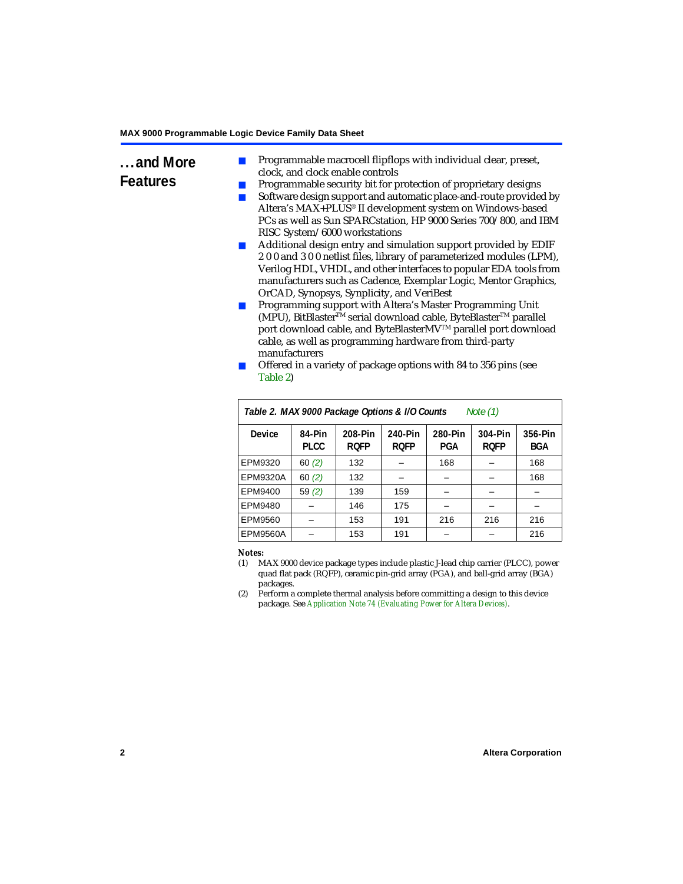## ...and More Features

- Programmable macrocell flipflops with individual clear, preset, clock, and clock enable controls
- Programmable security bit for protection of proprietary designs
- Software design support and automatic place-and-route provided by Altera's MAX+PLUS® II development system on Windows-based PCs as well as Sun SPARCstation, HP 9000 Series 700/800, and IBM RISC System/6000 workstations
- Additional design entry and simulation support provided by EDIF 2 0 0 and 3 0 0 netlist files, library of parameterized modules (LPM), Verilog HDL, VHDL, and other interfaces to popular EDA tools from manufacturers such as Cadence, Exemplar Logic, Mentor Graphics, OrCAD, Synopsys, Synplicity, and VeriBest
- Programming support with Altera's Master Programming Unit (MPU), BitBlaster™ serial download cable, ByteBlaster™ parallel port download cable, and ByteBlasterMV™ parallel port download cable, as well as programming hardware from third-party manufacturers
- Offered in a variety of package options with 84 to 356 pins (see Table 2)

**Table 2. MAX 9000 Package Options & I/O Counts** *Note (1)*

| Device | 84-Pin PLCC | 208-Pin RQFP | 240-Pin RQFP | 280-Pin PGA | 304-Pin RQFP | 356-Pin BGA |
|---|---|---|---|---|---|---|
| EPM9320 | 60 *(2)* | 132 | – | 168 | – | 168 |
| EPM9320A | 60 *(2)* | 132 | – | – | – | 168 |
| EPM9400 | 59 *(2)* | 139 | 159 | – | – | – |
| EPM9480 | – | 146 | 175 | – | – | – |
| EPM9560 | – | 153 | 191 | 216 | 216 | 216 |
| EPM9560A | – | 153 | 191 | – | – | 216 |

**Notes:**

(1) MAX 9000 device package types include plastic J-lead chip carrier (PLCC), power quad flat pack (RQFP), ceramic pin-grid array (PGA), and ball-grid array (BGA) packages.

(2) Perform a complete thermal analysis before committing a design to this device package. See *Application Note 74 (Evaluating Power for Altera Devices)*.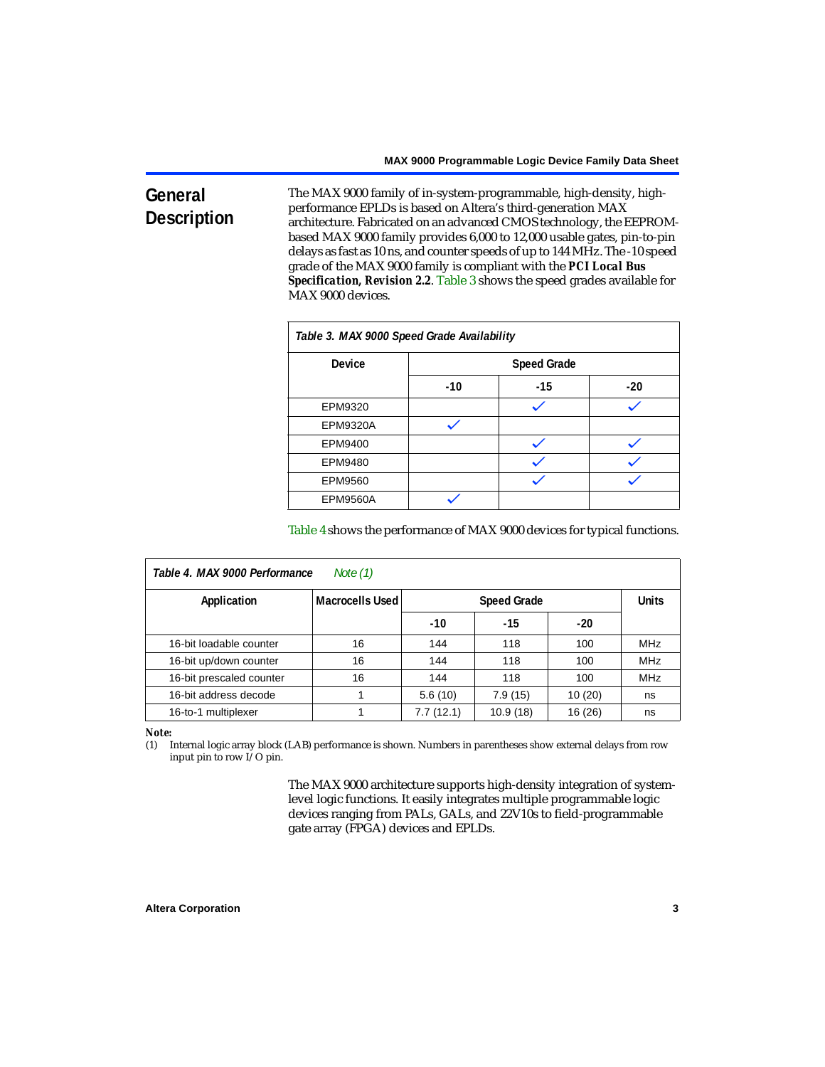## General Description

The MAX 9000 family of in-system-programmable, high-density, high-performance EPLDs is based on Altera's third-generation MAX architecture. Fabricated on an advanced CMOS technology, the EEPROM-based MAX 9000 family provides 6,000 to 12,000 usable gates, pin-to-pin delays as fast as 10 ns, and counter speeds of up to 144 MHz. The -10 speed grade of the MAX 9000 family is compliant with the ***PCI Local Bus Specification, Revision 2.2***. Table 3 shows the speed grades available for MAX 9000 devices.

**Table 3. MAX 9000 Speed Grade Availability**

| Device | Speed Grade | | |
|---|---|---|---|
| | -10 | -15 | -20 |
| EPM9320 | | ✓ | ✓ |
| EPM9320A | ✓ | | |
| EPM9400 | | ✓ | ✓ |
| EPM9480 | | ✓ | ✓ |
| EPM9560 | | ✓ | ✓ |
| EPM9560A | ✓ | | |

Table 4 shows the performance of MAX 9000 devices for typical functions.

**Table 4. MAX 9000 Performance** *Note (1)*

| Application | Macrocells Used | Speed Grade | | | Units |
|---|---|---|---|---|---|
| | | -10 | -15 | -20 | |
| 16-bit loadable counter | 16 | 144 | 118 | 100 | MHz |
| 16-bit up/down counter | 16 | 144 | 118 | 100 | MHz |
| 16-bit prescaled counter | 16 | 144 | 118 | 100 | MHz |
| 16-bit address decode | 1 | 5.6 (10) | 7.9 (15) | 10 (20) | ns |
| 16-to-1 multiplexer | 1 | 7.7 (12.1) | 10.9 (18) | 16 (26) | ns |

**Note:**

(1) Internal logic array block (LAB) performance is shown. Numbers in parentheses show external delays from row input pin to row I/O pin.

The MAX 9000 architecture supports high-density integration of system-level logic functions. It easily integrates multiple programmable logic devices ranging from PALs, GALs, and 22V10s to field-programmable gate array (FPGA) devices and EPLDs.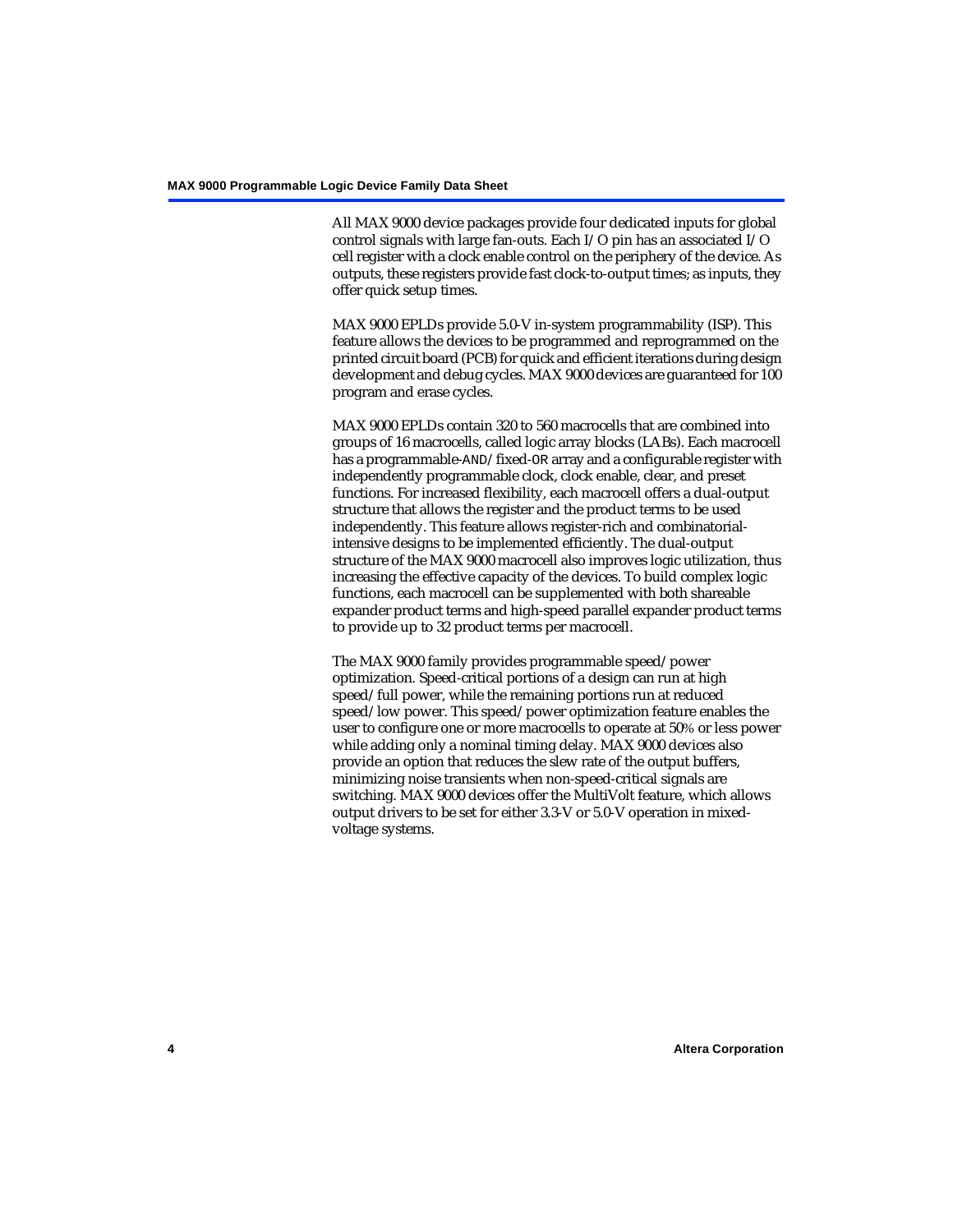All MAX 9000 device packages provide four dedicated inputs for global control signals with large fan-outs. Each I/O pin has an associated I/O cell register with a clock enable control on the periphery of the device. As outputs, these registers provide fast clock-to-output times; as inputs, they offer quick setup times.

MAX 9000 EPLDs provide 5.0-V in-system programmability (ISP). This feature allows the devices to be programmed and reprogrammed on the printed circuit board (PCB) for quick and efficient iterations during design development and debug cycles. MAX 9000 devices are guaranteed for 100 program and erase cycles.

MAX 9000 EPLDs contain 320 to 560 macrocells that are combined into groups of 16 macrocells, called logic array blocks (LABs). Each macrocell has a programmable-AND/fixed-OR array and a configurable register with independently programmable clock, clock enable, clear, and preset functions. For increased flexibility, each macrocell offers a dual-output structure that allows the register and the product terms to be used independently. This feature allows register-rich and combinatorial-intensive designs to be implemented efficiently. The dual-output structure of the MAX 9000 macrocell also improves logic utilization, thus increasing the effective capacity of the devices. To build complex logic functions, each macrocell can be supplemented with both shareable expander product terms and high-speed parallel expander product terms to provide up to 32 product terms per macrocell.

The MAX 9000 family provides programmable speed/power optimization. Speed-critical portions of a design can run at high speed/full power, while the remaining portions run at reduced speed/low power. This speed/power optimization feature enables the user to configure one or more macrocells to operate at 50% or less power while adding only a nominal timing delay. MAX 9000 devices also provide an option that reduces the slew rate of the output buffers, minimizing noise transients when non-speed-critical signals are switching. MAX 9000 devices offer the MultiVolt feature, which allows output drivers to be set for either 3.3-V or 5.0-V operation in mixed-voltage systems.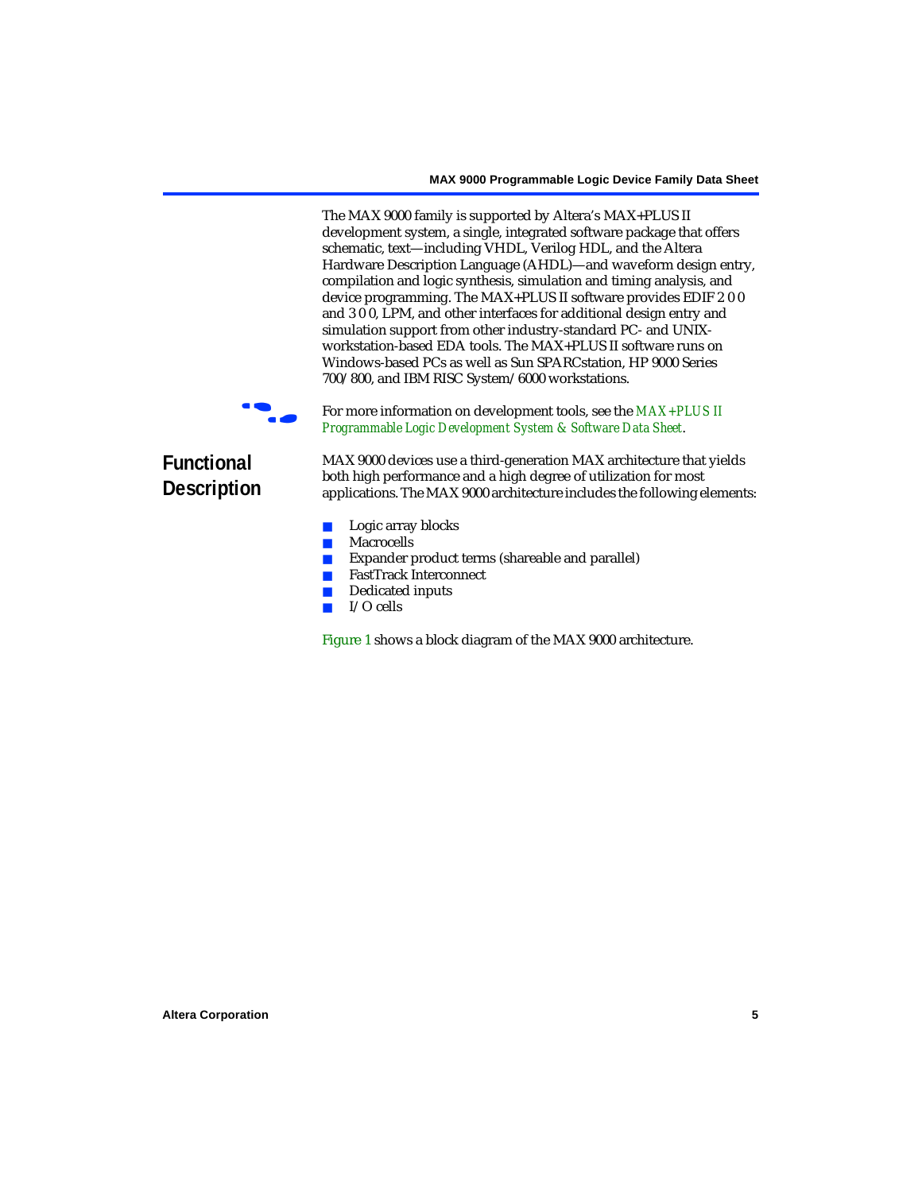The MAX 9000 family is supported by Altera's MAX+PLUS II development system, a single, integrated software package that offers schematic, text—including VHDL, Verilog HDL, and the Altera Hardware Description Language (AHDL)—and waveform design entry, compilation and logic synthesis, simulation and timing analysis, and device programming. The MAX+PLUS II software provides EDIF 2 0 0 and 3 0 0, LPM, and other interfaces for additional design entry and simulation support from other industry-standard PC- and UNIX-workstation-based EDA tools. The MAX+PLUS II software runs on Windows-based PCs as well as Sun SPARCstation, HP 9000 Series 700/800, and IBM RISC System/6000 workstations.

For more information on development tools, see the *MAX+PLUS II Programmable Logic Development System & Software Data Sheet*.

## Functional Description

MAX 9000 devices use a third-generation MAX architecture that yields both high performance and a high degree of utilization for most applications. The MAX 9000 architecture includes the following elements:

- Logic array blocks
- Macrocells
- Expander product terms (shareable and parallel)
- FastTrack Interconnect
- Dedicated inputs
- I/O cells

Figure 1 shows a block diagram of the MAX 9000 architecture.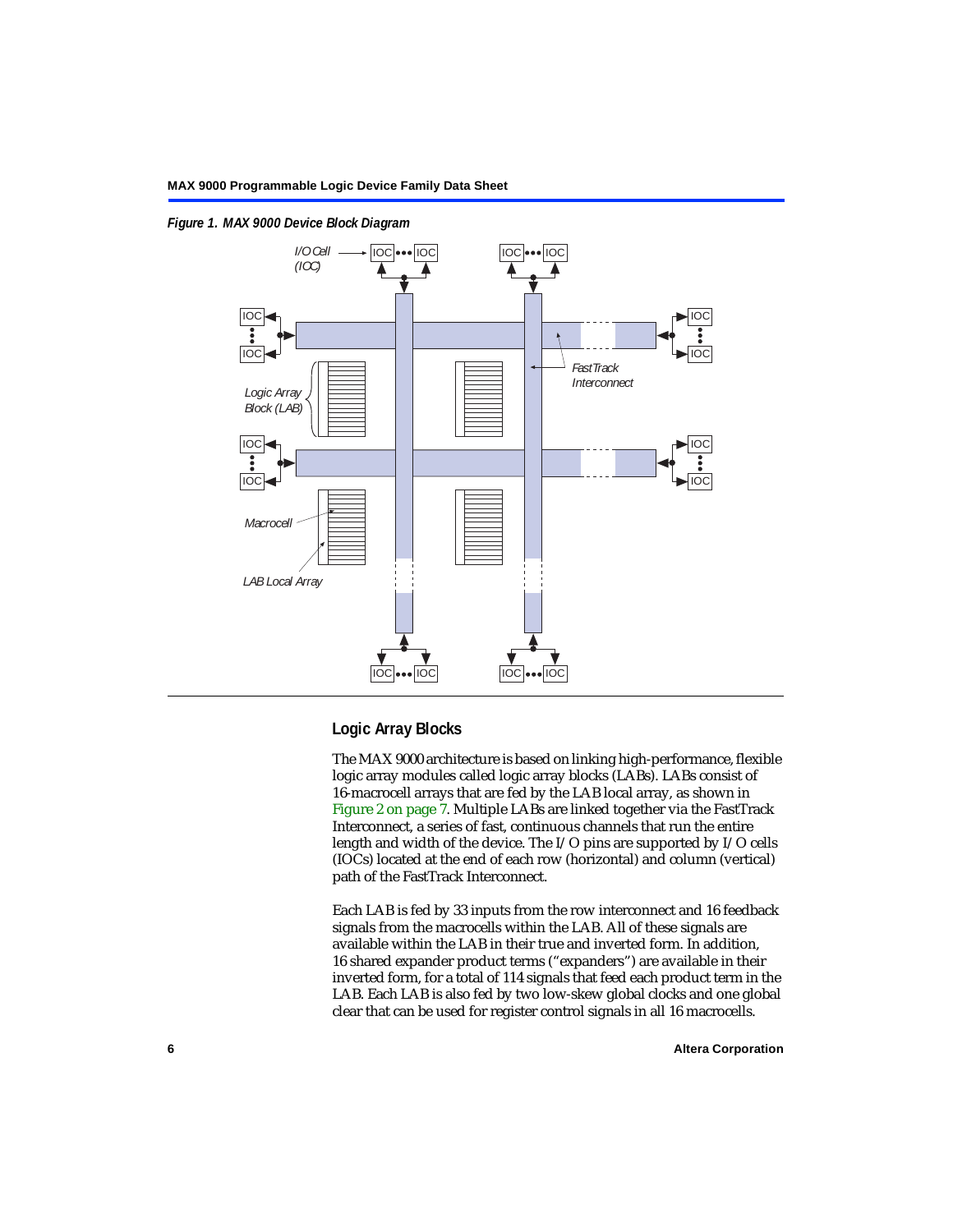*Figure 1. MAX 9000 Device Block Diagram*

I/O Cell (IOC)

FastTrack Interconnect

Logic Array Block (LAB)

Macrocell

LAB Local Array

## Logic Array Blocks

The MAX 9000 architecture is based on linking high-performance, flexible logic array modules called logic array blocks (LABs). LABs consist of 16-macrocell arrays that are fed by the LAB local array, as shown in Figure 2 on page 7. Multiple LABs are linked together via the FastTrack Interconnect, a series of fast, continuous channels that run the entire length and width of the device. The I/O pins are supported by I/O cells (IOCs) located at the end of each row (horizontal) and column (vertical) path of the FastTrack Interconnect.

Each LAB is fed by 33 inputs from the row interconnect and 16 feedback signals from the macrocells within the LAB. All of these signals are available within the LAB in their true and inverted form. In addition, 16 shared expander product terms ("expanders") are available in their inverted form, for a total of 114 signals that feed each product term in the LAB. Each LAB is also fed by two low-skew global clocks and one global clear that can be used for register control signals in all 16 macrocells.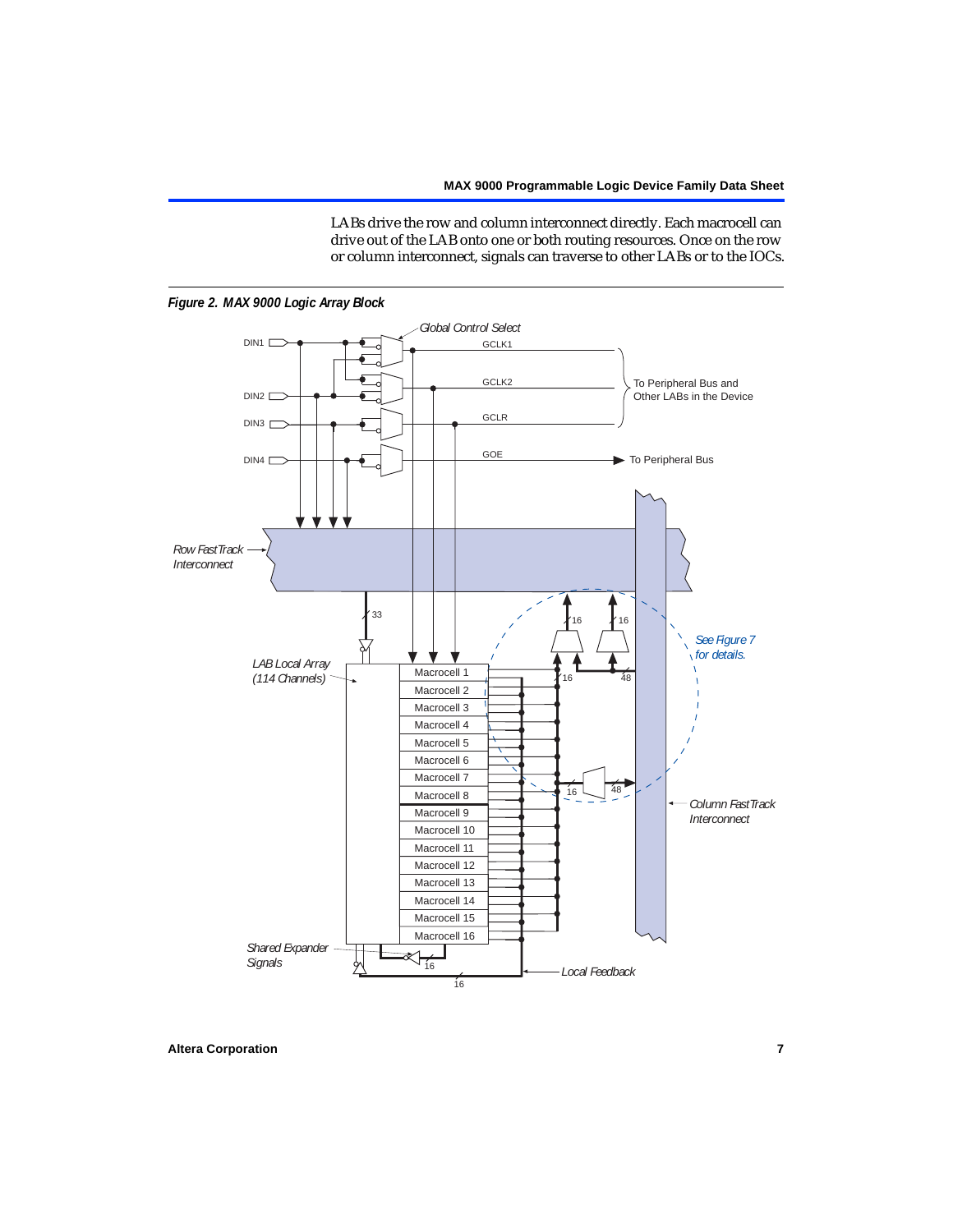LABs drive the row and column interconnect directly. Each macrocell can drive out of the LAB onto one or both routing resources. Once on the row or column interconnect, signals can traverse to other LABs or to the IOCs.

*Figure 2. MAX 9000 Logic Array Block*

Global Control Select

DIN1 GCLK1

GCLK2 To Peripheral Bus and Other LABs in the Device

DIN2

DIN3 GCLR

DIN4 GOE To Peripheral Bus

Row FastTrack Interconnect

33

16 16

See Figure 7 for details.

LAB Local Array (114 Channels)

Macrocell 1
Macrocell 2
Macrocell 3
Macrocell 4
Macrocell 5
Macrocell 6
Macrocell 7
Macrocell 8
Macrocell 9
Macrocell 10
Macrocell 11
Macrocell 12
Macrocell 13
Macrocell 14
Macrocell 15
Macrocell 16

16 48

16 48

Column FastTrack Interconnect

Shared Expander Signals

16

16

Local Feedback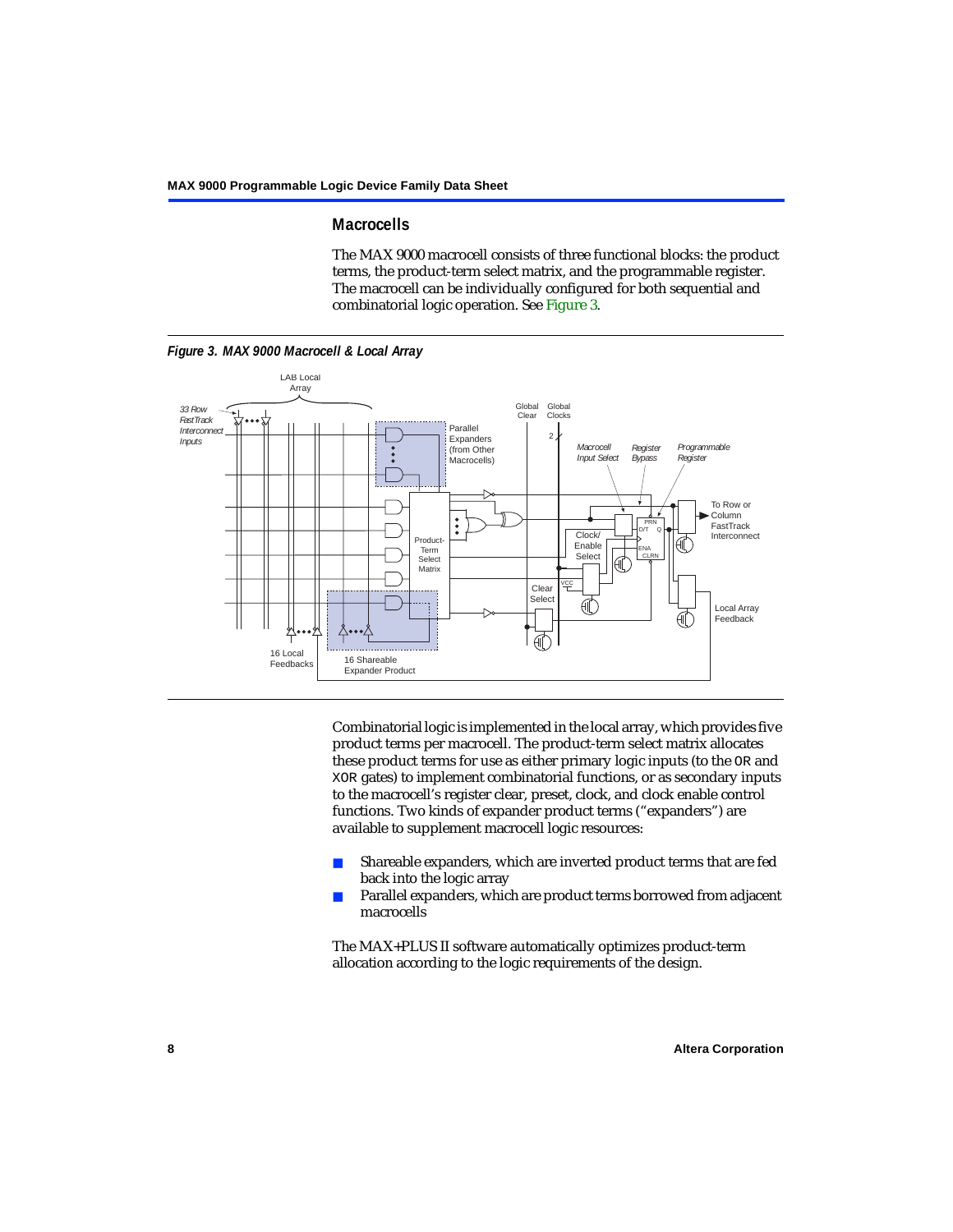## Macrocells

The MAX 9000 macrocell consists of three functional blocks: the product terms, the product-term select matrix, and the programmable register. The macrocell can be individually configured for both sequential and combinatorial logic operation. See Figure 3.

***Figure 3. MAX 9000 Macrocell & Local Array***

Combinatorial logic is implemented in the local array, which provides five product terms per macrocell. The product-term select matrix allocates these product terms for use as either primary logic inputs (to the OR and XOR gates) to implement combinatorial functions, or as secondary inputs to the macrocell's register clear, preset, clock, and clock enable control functions. Two kinds of expander product terms ("expanders") are available to supplement macrocell logic resources:

- Shareable expanders, which are inverted product terms that are fed back into the logic array
- Parallel expanders, which are product terms borrowed from adjacent macrocells

The MAX+PLUS II software automatically optimizes product-term allocation according to the logic requirements of the design.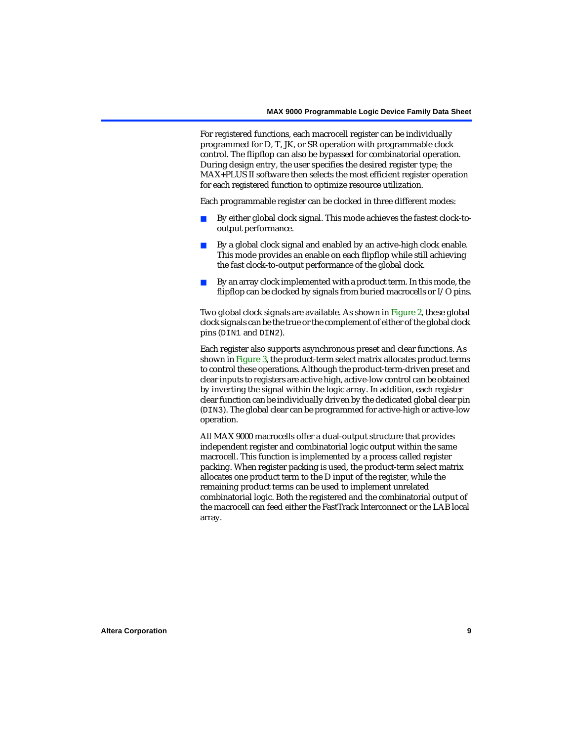For registered functions, each macrocell register can be individually programmed for D, T, JK, or SR operation with programmable clock control. The flipflop can also be bypassed for combinatorial operation. During design entry, the user specifies the desired register type; the MAX+PLUS II software then selects the most efficient register operation for each registered function to optimize resource utilization.

Each programmable register can be clocked in three different modes:

- By either global clock signal. This mode achieves the fastest clock-to-output performance.
- By a global clock signal and enabled by an active-high clock enable. This mode provides an enable on each flipflop while still achieving the fast clock-to-output performance of the global clock.
- By an array clock implemented with a product term. In this mode, the flipflop can be clocked by signals from buried macrocells or I/O pins.

Two global clock signals are available. As shown in Figure 2, these global clock signals can be the true or the complement of either of the global clock pins (`DIN1` and `DIN2`).

Each register also supports asynchronous preset and clear functions. As shown in Figure 3, the product-term select matrix allocates product terms to control these operations. Although the product-term-driven preset and clear inputs to registers are active high, active-low control can be obtained by inverting the signal within the logic array. In addition, each register clear function can be individually driven by the dedicated global clear pin (`DIN3`). The global clear can be programmed for active-high or active-low operation.

All MAX 9000 macrocells offer a dual-output structure that provides independent register and combinatorial logic output within the same macrocell. This function is implemented by a process called register packing. When register packing is used, the product-term select matrix allocates one product term to the D input of the register, while the remaining product terms can be used to implement unrelated combinatorial logic. Both the registered and the combinatorial output of the macrocell can feed either the FastTrack Interconnect or the LAB local array.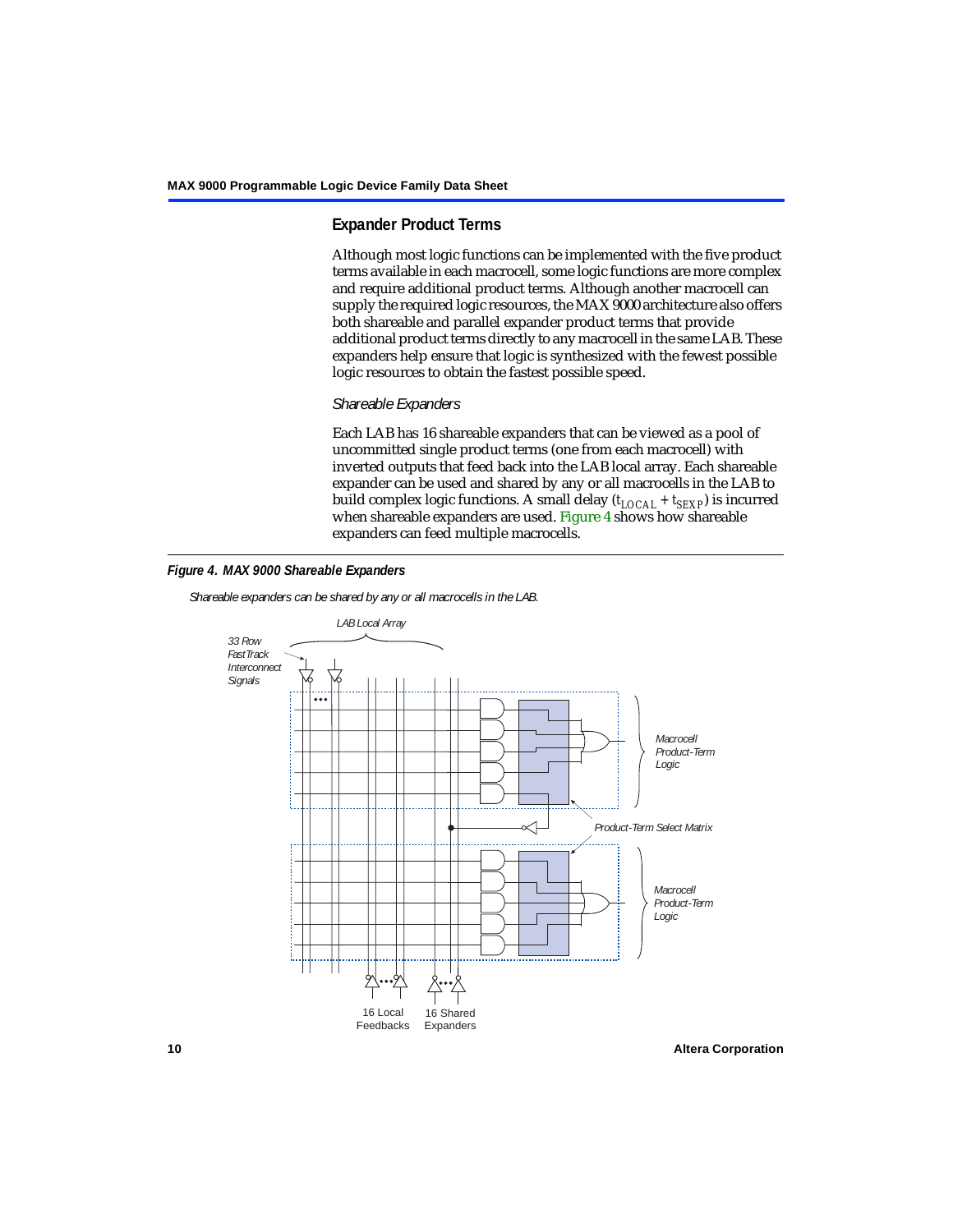### Expander Product Terms

Although most logic functions can be implemented with the five product terms available in each macrocell, some logic functions are more complex and require additional product terms. Although another macrocell can supply the required logic resources, the MAX 9000 architecture also offers both shareable and parallel expander product terms that provide additional product terms directly to any macrocell in the same LAB. These expanders help ensure that logic is synthesized with the fewest possible logic resources to obtain the fastest possible speed.

*Shareable Expanders*

Each LAB has 16 shareable expanders that can be viewed as a pool of uncommitted single product terms (one from each macrocell) with inverted outputs that feed back into the LAB local array. Each shareable expander can be used and shared by any or all macrocells in the LAB to build complex logic functions. A small delay ($t_{LOCAL} + t_{SEXP}$) is incurred when shareable expanders are used. Figure 4 shows how shareable expanders can feed multiple macrocells.

**Figure 4. MAX 9000 Shareable Expanders**

*Shareable expanders can be shared by any or all macrocells in the LAB.*

LAB Local Array

33 Row FastTrack Interconnect Signals

Macrocell Product-Term Logic

Product-Term Select Matrix

Macrocell Product-Term Logic

16 Local Feedbacks

16 Shared Expanders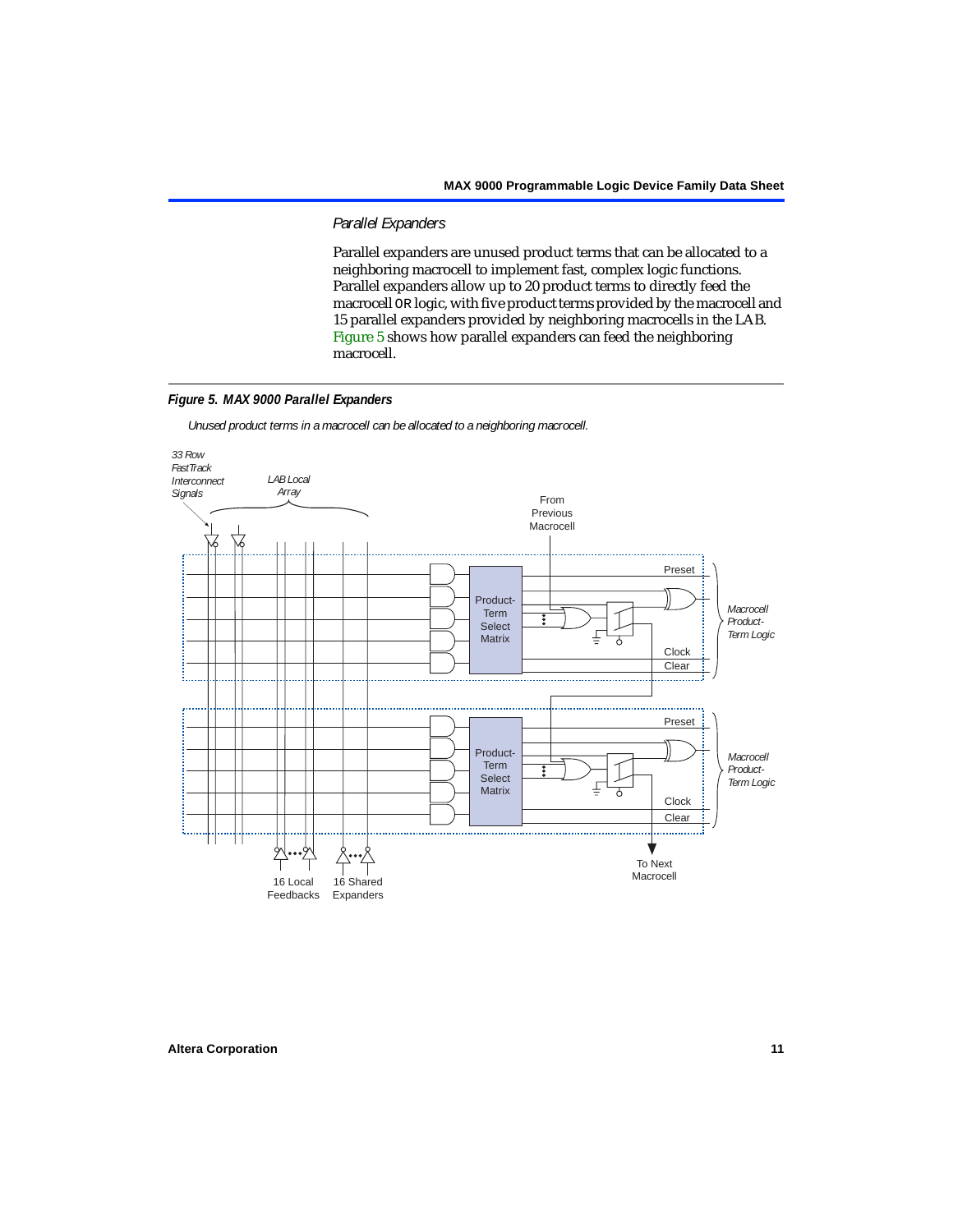### *Parallel Expanders*

Parallel expanders are unused product terms that can be allocated to a neighboring macrocell to implement fast, complex logic functions. Parallel expanders allow up to 20 product terms to directly feed the macrocell OR logic, with five product terms provided by the macrocell and 15 parallel expanders provided by neighboring macrocells in the LAB. Figure 5 shows how parallel expanders can feed the neighboring macrocell.

***Figure 5. MAX 9000 Parallel Expanders***

*Unused product terms in a macrocell can be allocated to a neighboring macrocell.*

*33 Row FastTrack Interconnect Signals*

*LAB Local Array*

From Previous Macrocell

Preset

Product-Term Select Matrix

*Macrocell Product-Term Logic*

Clock

Clear

Preset

Product-Term Select Matrix

*Macrocell Product-Term Logic*

Clock

Clear

16 Local Feedbacks

16 Shared Expanders

To Next Macrocell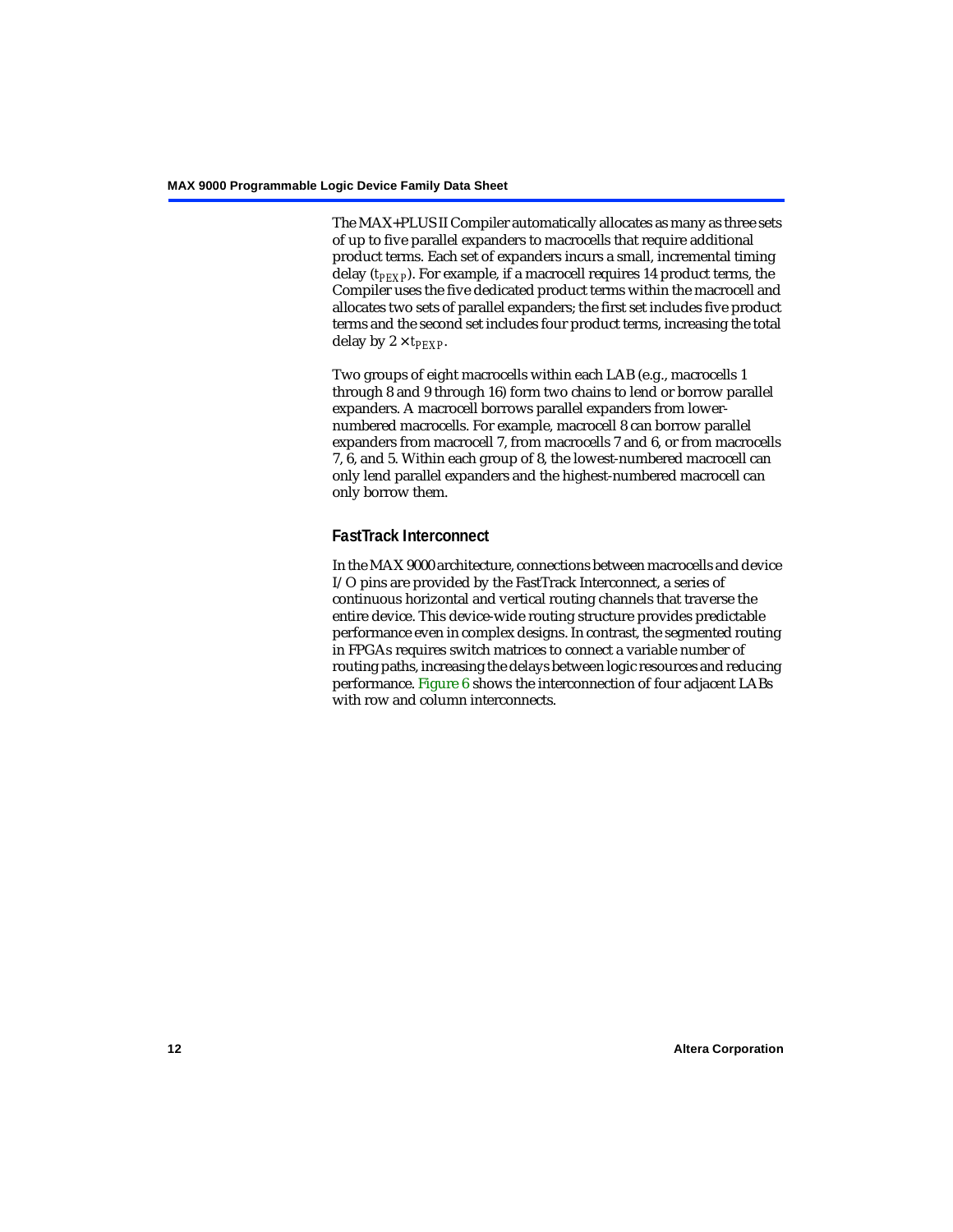The MAX+PLUS II Compiler automatically allocates as many as three sets of up to five parallel expanders to macrocells that require additional product terms. Each set of expanders incurs a small, incremental timing delay ($t_{PEXP}$). For example, if a macrocell requires 14 product terms, the Compiler uses the five dedicated product terms within the macrocell and allocates two sets of parallel expanders; the first set includes five product terms and the second set includes four product terms, increasing the total delay by $2 \times t_{PEXP}$.

Two groups of eight macrocells within each LAB (e.g., macrocells 1 through 8 and 9 through 16) form two chains to lend or borrow parallel expanders. A macrocell borrows parallel expanders from lower-numbered macrocells. For example, macrocell 8 can borrow parallel expanders from macrocell 7, from macrocells 7 and 6, or from macrocells 7, 6, and 5. Within each group of 8, the lowest-numbered macrocell can only lend parallel expanders and the highest-numbered macrocell can only borrow them.

### FastTrack Interconnect

In the MAX 9000 architecture, connections between macrocells and device I/O pins are provided by the FastTrack Interconnect, a series of continuous horizontal and vertical routing channels that traverse the entire device. This device-wide routing structure provides predictable performance even in complex designs. In contrast, the segmented routing in FPGAs requires switch matrices to connect a variable number of routing paths, increasing the delays between logic resources and reducing performance. Figure 6 shows the interconnection of four adjacent LABs with row and column interconnects.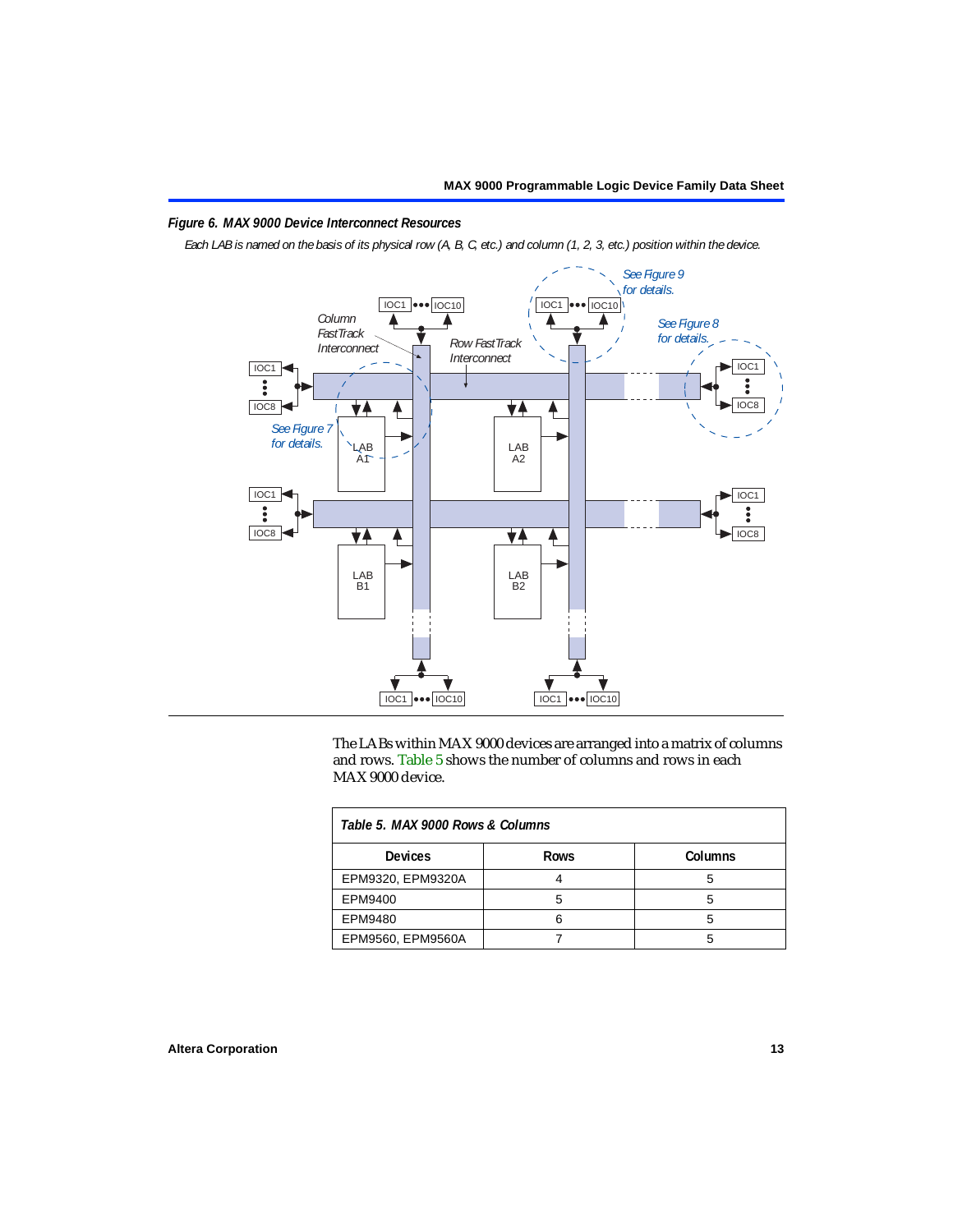*Figure 6. MAX 9000 Device Interconnect Resources*

*Each LAB is named on the basis of its physical row (A, B, C, etc.) and column (1, 2, 3, etc.) position within the device.*

The LABs within MAX 9000 devices are arranged into a matrix of columns and rows. Table 5 shows the number of columns and rows in each MAX 9000 device.

| Table 5. MAX 9000 Rows & Columns | | |
|---|---|---|
| **Devices** | **Rows** | **Columns** |
| EPM9320, EPM9320A | 4 | 5 |
| EPM9400 | 5 | 5 |
| EPM9480 | 6 | 5 |
| EPM9560, EPM9560A | 7 | 5 |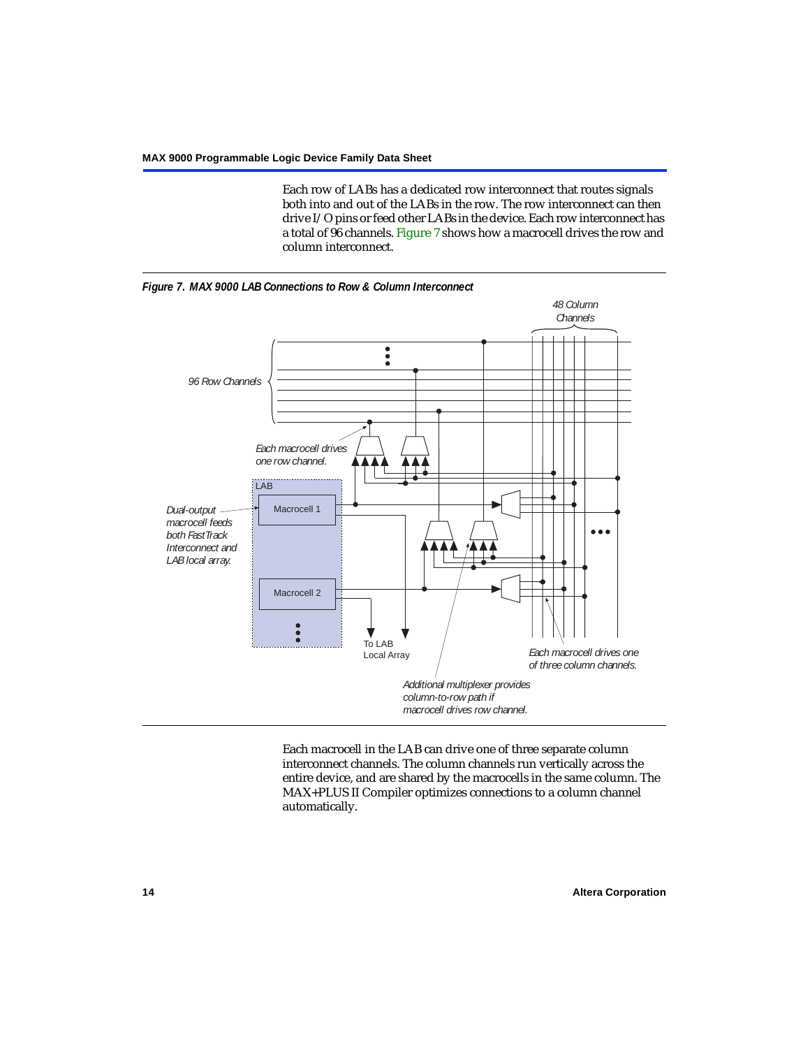Each row of LABs has a dedicated row interconnect that routes signals both into and out of the LABs in the row. The row interconnect can then drive I/O pins or feed other LABs in the device. Each row interconnect has a total of 96 channels. Figure 7 shows how a macrocell drives the row and column interconnect.

*Figure 7. MAX 9000 LAB Connections to Row & Column Interconnect*

Each macrocell in the LAB can drive one of three separate column interconnect channels. The column channels run vertically across the entire device, and are shared by the macrocells in the same column. The MAX+PLUS II Compiler optimizes connections to a column channel automatically.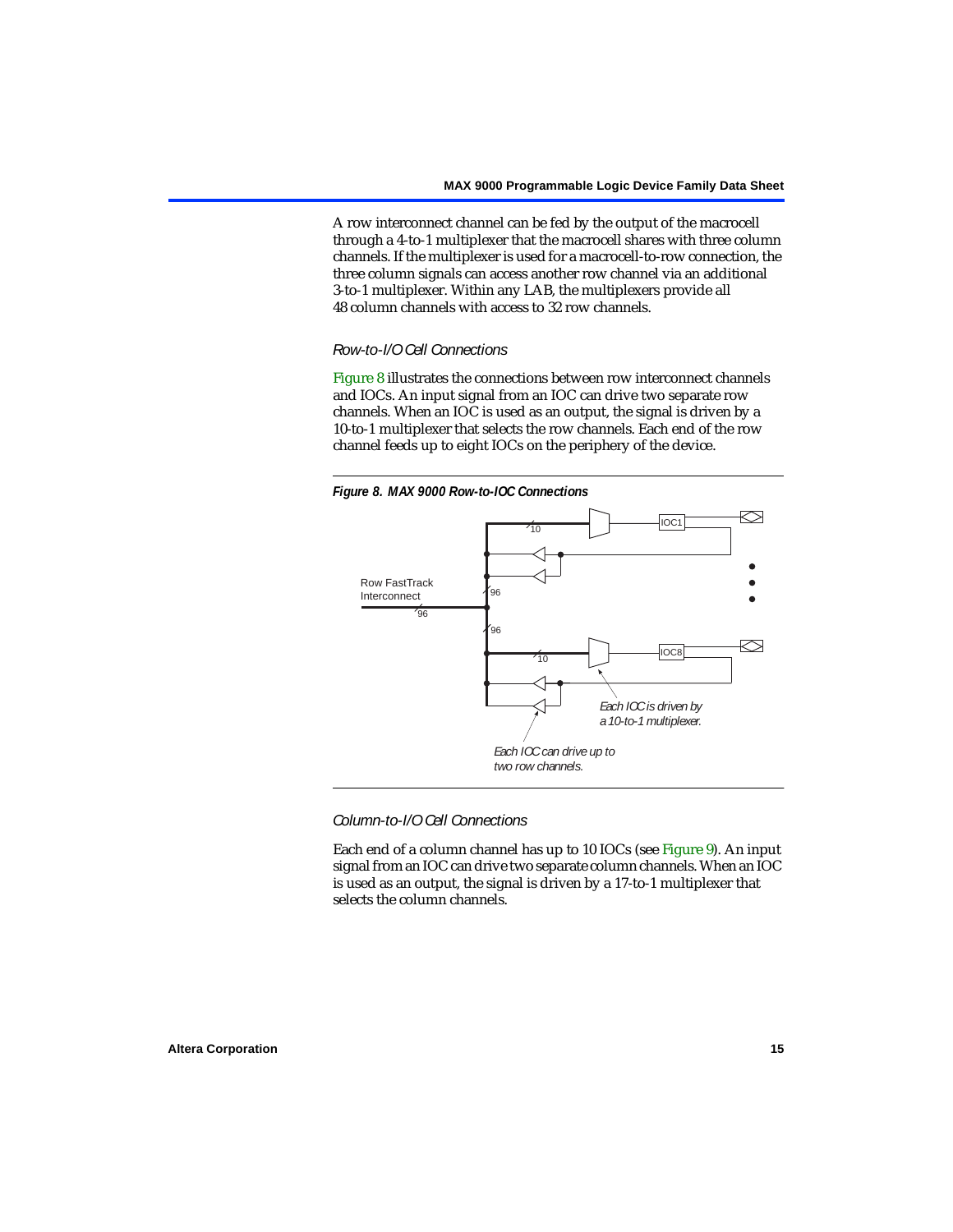A row interconnect channel can be fed by the output of the macrocell through a 4-to-1 multiplexer that the macrocell shares with three column channels. If the multiplexer is used for a macrocell-to-row connection, the three column signals can access another row channel via an additional 3-to-1 multiplexer. Within any LAB, the multiplexers provide all 48 column channels with access to 32 row channels.

### *Row-to-I/O Cell Connections*

Figure 8 illustrates the connections between row interconnect channels and IOCs. An input signal from an IOC can drive two separate row channels. When an IOC is used as an output, the signal is driven by a 10-to-1 multiplexer that selects the row channels. Each end of the row channel feeds up to eight IOCs on the periphery of the device.

***Figure 8. MAX 9000 Row-to-IOC Connections***

Row FastTrack Interconnect

96

10

IOC1

IOC8

*Each IOC is driven by a 10-to-1 multiplexer.*

*Each IOC can drive up to two row channels.*

### *Column-to-I/O Cell Connections*

Each end of a column channel has up to 10 IOCs (see Figure 9). An input signal from an IOC can drive two separate column channels. When an IOC is used as an output, the signal is driven by a 17-to-1 multiplexer that selects the column channels.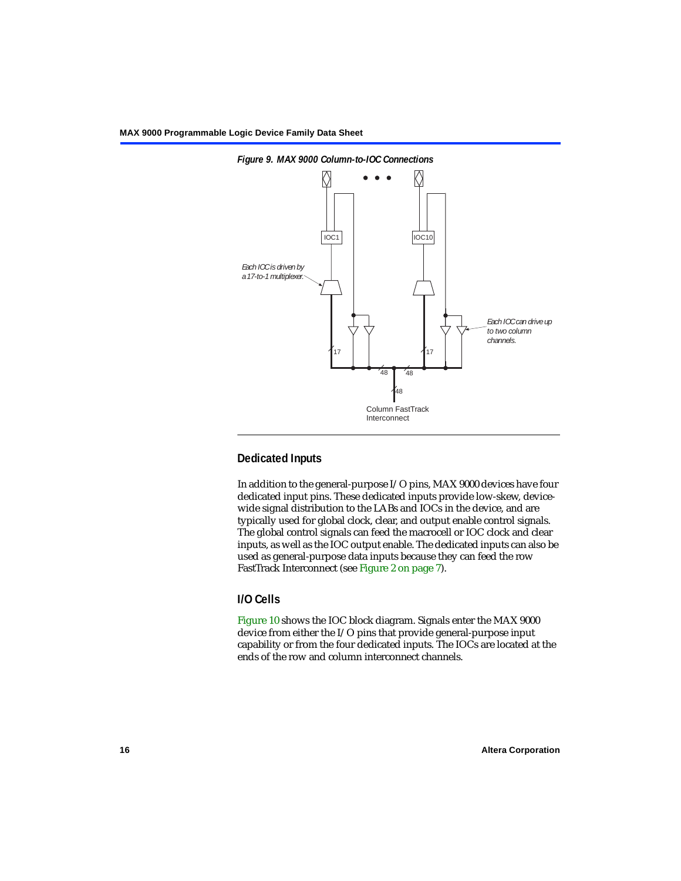*Figure 9. MAX 9000 Column-to-IOC Connections*

## Dedicated Inputs

In addition to the general-purpose I/O pins, MAX 9000 devices have four dedicated input pins. These dedicated inputs provide low-skew, device-wide signal distribution to the LABs and IOCs in the device, and are typically used for global clock, clear, and output enable control signals. The global control signals can feed the macrocell or IOC clock and clear inputs, as well as the IOC output enable. The dedicated inputs can also be used as general-purpose data inputs because they can feed the row FastTrack Interconnect (see Figure 2 on page 7).

## I/O Cells

Figure 10 shows the IOC block diagram. Signals enter the MAX 9000 device from either the I/O pins that provide general-purpose input capability or from the four dedicated inputs. The IOCs are located at the ends of the row and column interconnect channels.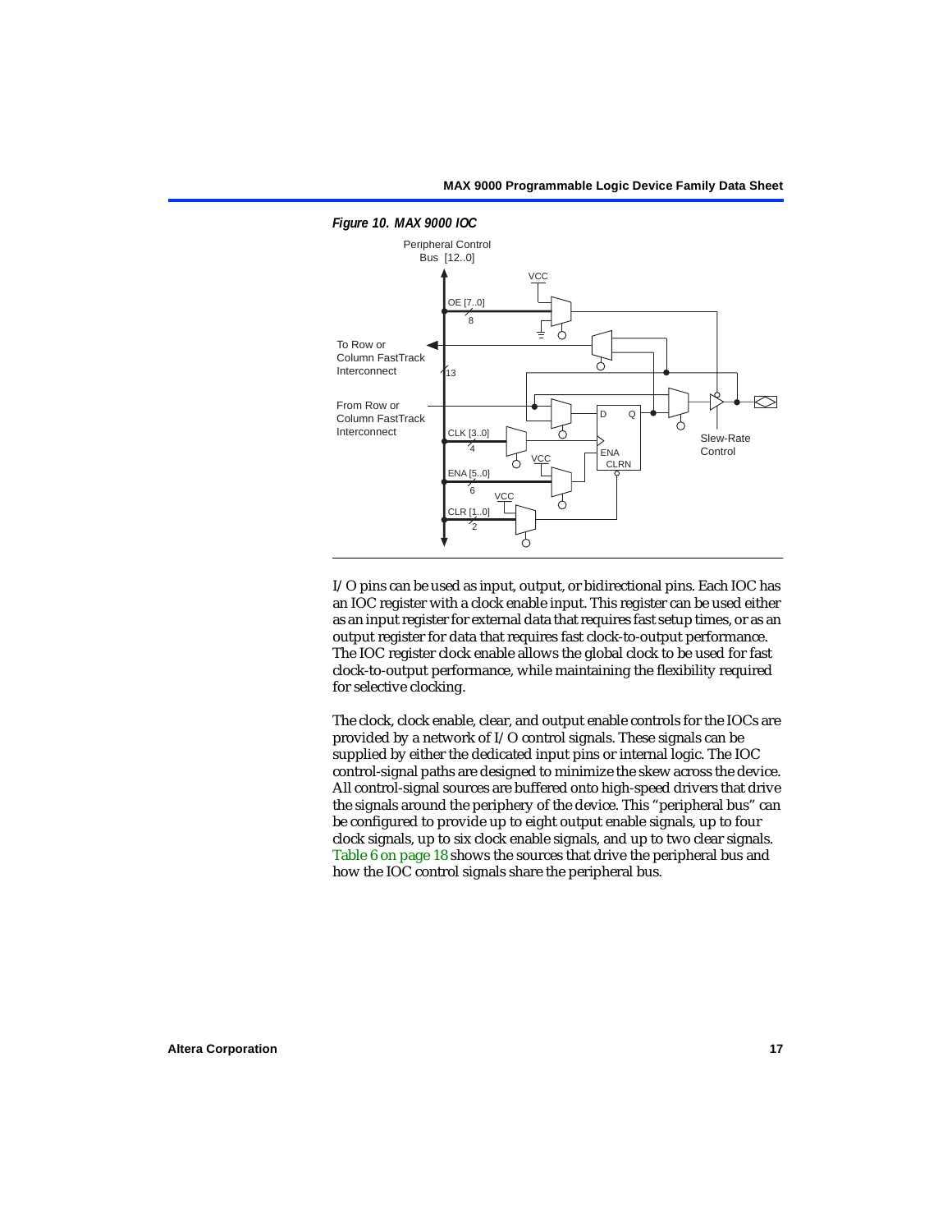*Figure 10. MAX 9000 IOC*

I/O pins can be used as input, output, or bidirectional pins. Each IOC has an IOC register with a clock enable input. This register can be used either as an input register for external data that requires fast setup times, or as an output register for data that requires fast clock-to-output performance. The IOC register clock enable allows the global clock to be used for fast clock-to-output performance, while maintaining the flexibility required for selective clocking.

The clock, clock enable, clear, and output enable controls for the IOCs are provided by a network of I/O control signals. These signals can be supplied by either the dedicated input pins or internal logic. The IOC control-signal paths are designed to minimize the skew across the device. All control-signal sources are buffered onto high-speed drivers that drive the signals around the periphery of the device. This "peripheral bus" can be configured to provide up to eight output enable signals, up to four clock signals, up to six clock enable signals, and up to two clear signals. Table 6 on page 18 shows the sources that drive the peripheral bus and how the IOC control signals share the peripheral bus.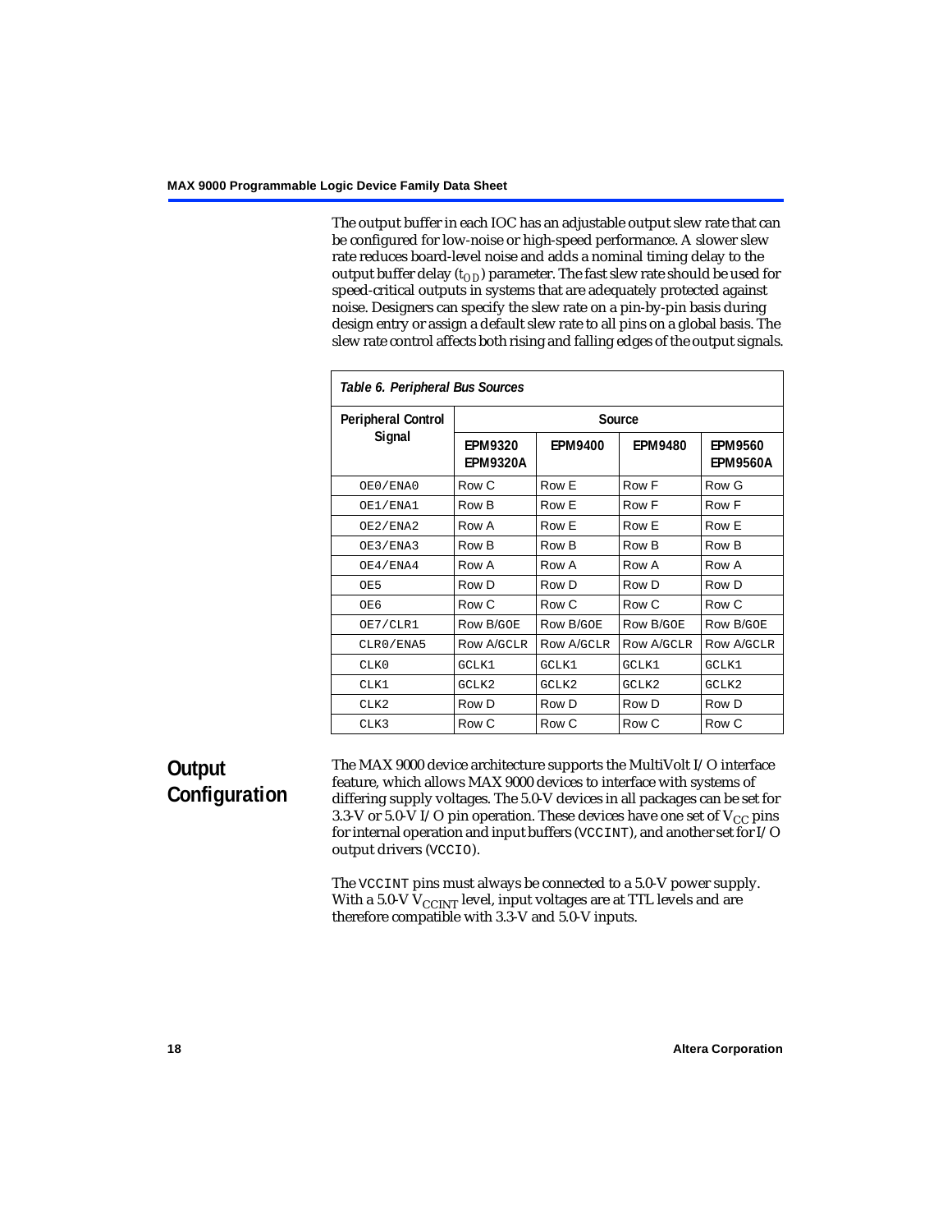The output buffer in each IOC has an adjustable output slew rate that can be configured for low-noise or high-speed performance. A slower slew rate reduces board-level noise and adds a nominal timing delay to the output buffer delay ($t_{OD}$) parameter. The fast slew rate should be used for speed-critical outputs in systems that are adequately protected against noise. Designers can specify the slew rate on a pin-by-pin basis during design entry or assign a default slew rate to all pins on a global basis. The slew rate control affects both rising and falling edges of the output signals.

*Table 6. Peripheral Bus Sources*

| Peripheral Control Signal | Source | | | |
|---|---|---|---|---|
| | EPM9320 EPM9320A | EPM9400 | EPM9480 | EPM9560 EPM9560A |
| OE0/ENA0 | Row C | Row E | Row F | Row G |
| OE1/ENA1 | Row B | Row E | Row F | Row F |
| OE2/ENA2 | Row A | Row E | Row E | Row E |
| OE3/ENA3 | Row B | Row B | Row B | Row B |
| OE4/ENA4 | Row A | Row A | Row A | Row A |
| OE5 | Row D | Row D | Row D | Row D |
| OE6 | Row C | Row C | Row C | Row C |
| OE7/CLR1 | Row B/GOE | Row B/GOE | Row B/GOE | Row B/GOE |
| CLR0/ENA5 | Row A/GCLR | Row A/GCLR | Row A/GCLR | Row A/GCLR |
| CLK0 | GCLK1 | GCLK1 | GCLK1 | GCLK1 |
| CLK1 | GCLK2 | GCLK2 | GCLK2 | GCLK2 |
| CLK2 | Row D | Row D | Row D | Row D |
| CLK3 | Row C | Row C | Row C | Row C |

## Output Configuration

The MAX 9000 device architecture supports the MultiVolt I/O interface feature, which allows MAX 9000 devices to interface with systems of differing supply voltages. The 5.0-V devices in all packages can be set for 3.3-V or 5.0-V I/O pin operation. These devices have one set of $V_{CC}$ pins for internal operation and input buffers (VCCINT), and another set for I/O output drivers (VCCIO).

The VCCINT pins must always be connected to a 5.0-V power supply. With a 5.0-V $V_{CCINT}$ level, input voltages are at TTL levels and are therefore compatible with 3.3-V and 5.0-V inputs.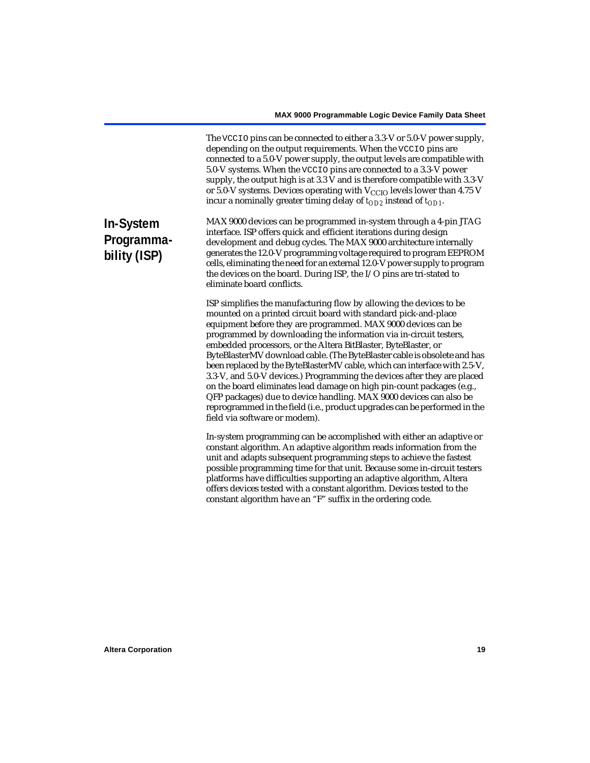The VCCIO pins can be connected to either a 3.3-V or 5.0-V power supply, depending on the output requirements. When the VCCIO pins are connected to a 5.0-V power supply, the output levels are compatible with 5.0-V systems. When the VCCIO pins are connected to a 3.3-V power supply, the output high is at 3.3 V and is therefore compatible with 3.3-V or 5.0-V systems. Devices operating with $V_{CCIO}$ levels lower than 4.75 V incur a nominally greater timing delay of $t_{OD2}$ instead of $t_{OD1}$.

## In-System Programmability (ISP)

MAX 9000 devices can be programmed in-system through a 4-pin JTAG interface. ISP offers quick and efficient iterations during design development and debug cycles. The MAX 9000 architecture internally generates the 12.0-V programming voltage required to program EEPROM cells, eliminating the need for an external 12.0-V power supply to program the devices on the board. During ISP, the I/O pins are tri-stated to eliminate board conflicts.

ISP simplifies the manufacturing flow by allowing the devices to be mounted on a printed circuit board with standard pick-and-place equipment before they are programmed. MAX 9000 devices can be programmed by downloading the information via in-circuit testers, embedded processors, or the Altera BitBlaster, ByteBlaster, or ByteBlasterMV download cable. (The ByteBlaster cable is obsolete and has been replaced by the ByteBlasterMV cable, which can interface with 2.5-V, 3.3-V, and 5.0-V devices.) Programming the devices after they are placed on the board eliminates lead damage on high pin-count packages (e.g., QFP packages) due to device handling. MAX 9000 devices can also be reprogrammed in the field (i.e., product upgrades can be performed in the field via software or modem).

In-system programming can be accomplished with either an adaptive or constant algorithm. An adaptive algorithm reads information from the unit and adapts subsequent programming steps to achieve the fastest possible programming time for that unit. Because some in-circuit testers platforms have difficulties supporting an adaptive algorithm, Altera offers devices tested with a constant algorithm. Devices tested to the constant algorithm have an "F" suffix in the ordering code.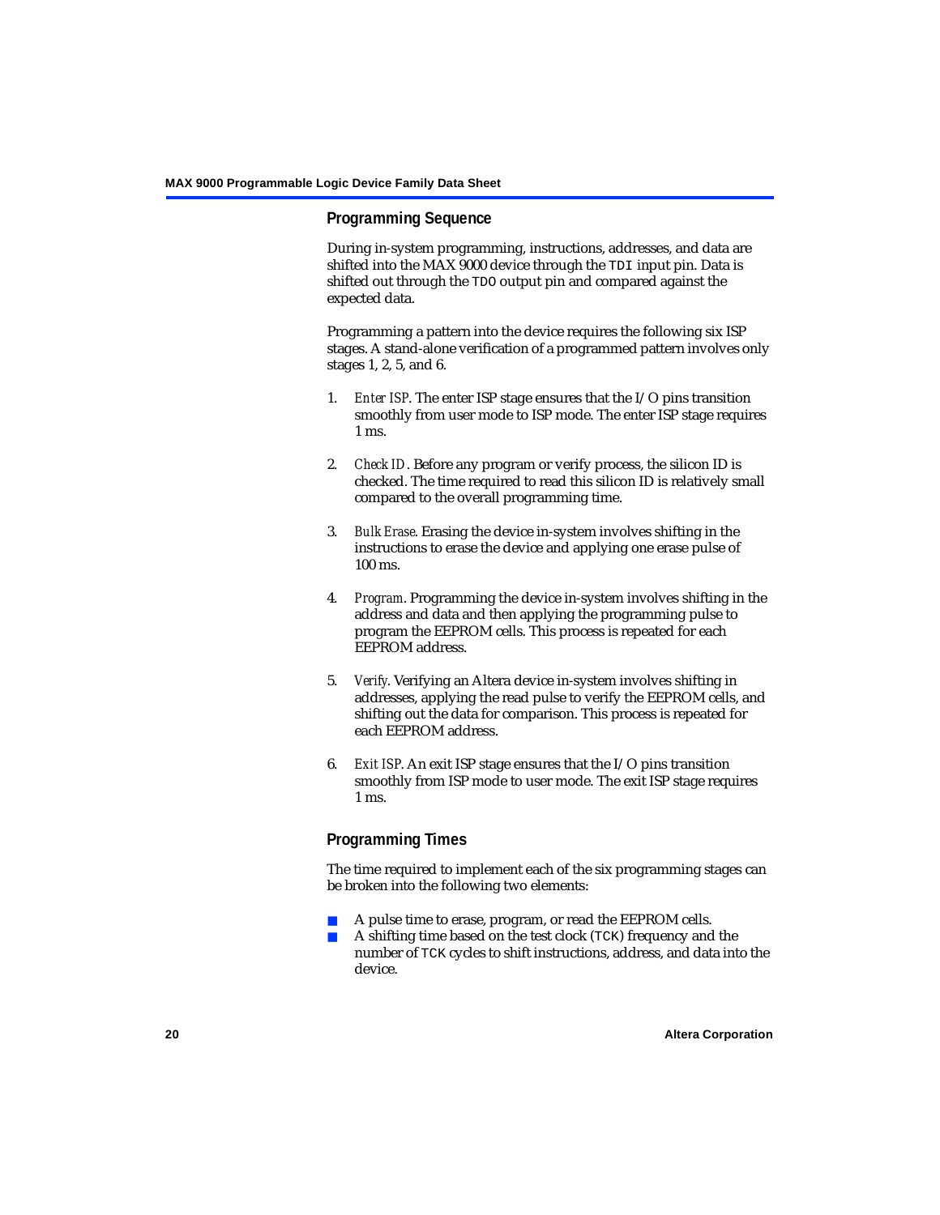### Programming Sequence

During in-system programming, instructions, addresses, and data are shifted into the MAX 9000 device through the `TDI` input pin. Data is shifted out through the `TDO` output pin and compared against the expected data.

Programming a pattern into the device requires the following six ISP stages. A stand-alone verification of a programmed pattern involves only stages 1, 2, 5, and 6.

1. *Enter ISP*. The enter ISP stage ensures that the I/O pins transition smoothly from user mode to ISP mode. The enter ISP stage requires 1 ms.
2. *Check ID*. Before any program or verify process, the silicon ID is checked. The time required to read this silicon ID is relatively small compared to the overall programming time.
3. *Bulk Erase*. Erasing the device in-system involves shifting in the instructions to erase the device and applying one erase pulse of 100 ms.
4. *Program*. Programming the device in-system involves shifting in the address and data and then applying the programming pulse to program the EEPROM cells. This process is repeated for each EEPROM address.
5. *Verify*. Verifying an Altera device in-system involves shifting in addresses, applying the read pulse to verify the EEPROM cells, and shifting out the data for comparison. This process is repeated for each EEPROM address.
6. *Exit ISP*. An exit ISP stage ensures that the I/O pins transition smoothly from ISP mode to user mode. The exit ISP stage requires 1 ms.

### Programming Times

The time required to implement each of the six programming stages can be broken into the following two elements:

- A pulse time to erase, program, or read the EEPROM cells.
- A shifting time based on the test clock (`TCK`) frequency and the number of `TCK` cycles to shift instructions, address, and data into the device.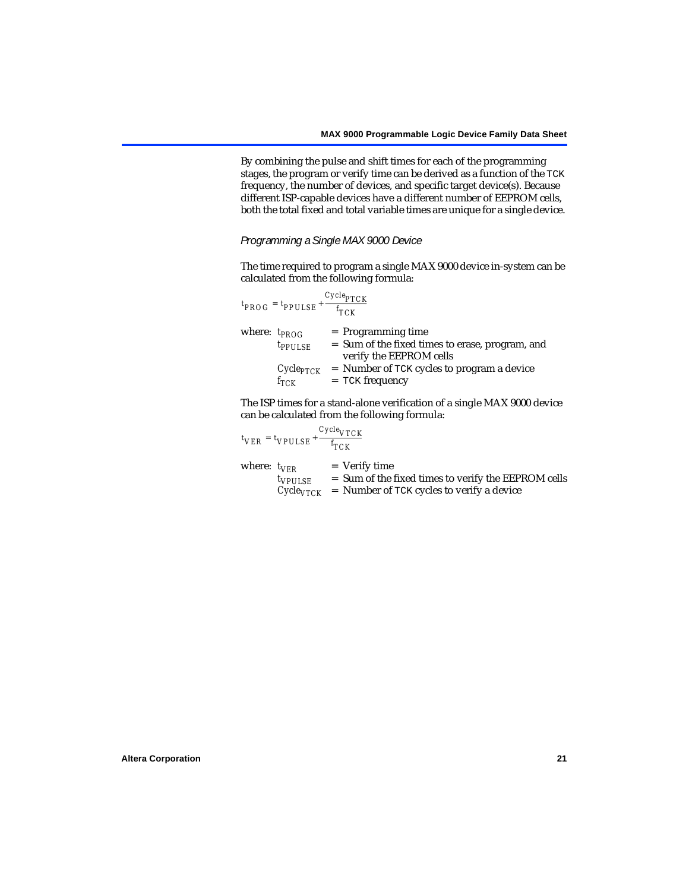By combining the pulse and shift times for each of the programming stages, the program or verify time can be derived as a function of the TCK frequency, the number of devices, and specific target device(s). Because different ISP-capable devices have a different number of EEPROM cells, both the total fixed and total variable times are unique for a single device.

### *Programming a Single MAX 9000 Device*

The time required to program a single MAX 9000 device in-system can be calculated from the following formula:

$$t_{PROG} = t_{PPULSE} + \frac{Cycle_{PTCK}}{f_{TCK}}$$

where: $t_{PROG}$ = Programming time
$t_{PPULSE}$ = Sum of the fixed times to erase, program, and verify the EEPROM cells
$Cycle_{PTCK}$ = Number of TCK cycles to program a device
$f_{TCK}$ = TCK frequency

The ISP times for a stand-alone verification of a single MAX 9000 device can be calculated from the following formula:

$$t_{VER} = t_{VPULSE} + \frac{Cycle_{VTCK}}{f_{TCK}}$$

where: $t_{VER}$ = Verify time
$t_{VPULSE}$ = Sum of the fixed times to verify the EEPROM cells
$Cycle_{VTCK}$ = Number of TCK cycles to verify a device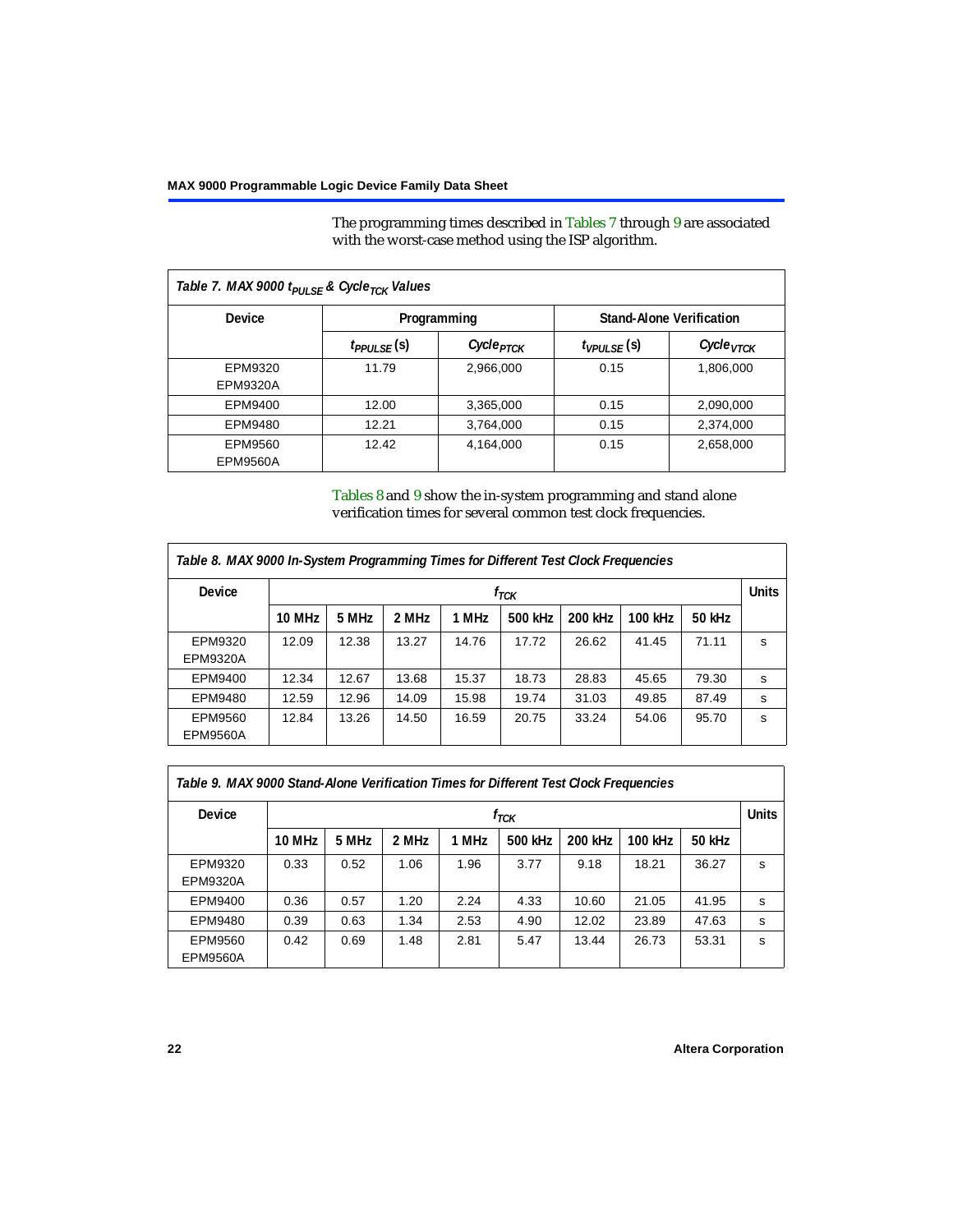The programming times described in Tables 7 through 9 are associated with the worst-case method using the ISP algorithm.

**Table 7. MAX 9000 $t_{PULSE}$ & $Cycle_{TCK}$ Values**

| Device | Programming | | Stand-Alone Verification | |
|---|---|---|---|---|
| | $t_{PPULSE}$ (s) | $Cycle_{PTCK}$ | $t_{VPULSE}$ (s) | $Cycle_{VTCK}$ |
| EPM9320 EPM9320A | 11.79 | 2,966,000 | 0.15 | 1,806,000 |
| EPM9400 | 12.00 | 3,365,000 | 0.15 | 2,090,000 |
| EPM9480 | 12.21 | 3,764,000 | 0.15 | 2,374,000 |
| EPM9560 EPM9560A | 12.42 | 4,164,000 | 0.15 | 2,658,000 |

Tables 8 and 9 show the in-system programming and stand alone verification times for several common test clock frequencies.

**Table 8. MAX 9000 In-System Programming Times for Different Test Clock Frequencies**

| Device | $f_{TCK}$ | | | | | | | | Units |
|---|---|---|---|---|---|---|---|---|---|
| | 10 MHz | 5 MHz | 2 MHz | 1 MHz | 500 kHz | 200 kHz | 100 kHz | 50 kHz | |
| EPM9320 EPM9320A | 12.09 | 12.38 | 13.27 | 14.76 | 17.72 | 26.62 | 41.45 | 71.11 | s |
| EPM9400 | 12.34 | 12.67 | 13.68 | 15.37 | 18.73 | 28.83 | 45.65 | 79.30 | s |
| EPM9480 | 12.59 | 12.96 | 14.09 | 15.98 | 19.74 | 31.03 | 49.85 | 87.49 | s |
| EPM9560 EPM9560A | 12.84 | 13.26 | 14.50 | 16.59 | 20.75 | 33.24 | 54.06 | 95.70 | s |

**Table 9. MAX 9000 Stand-Alone Verification Times for Different Test Clock Frequencies**

| Device | $f_{TCK}$ | | | | | | | | Units |
|---|---|---|---|---|---|---|---|---|---|
| | 10 MHz | 5 MHz | 2 MHz | 1 MHz | 500 kHz | 200 kHz | 100 kHz | 50 kHz | |
| EPM9320 EPM9320A | 0.33 | 0.52 | 1.06 | 1.96 | 3.77 | 9.18 | 18.21 | 36.27 | s |
| EPM9400 | 0.36 | 0.57 | 1.20 | 2.24 | 4.33 | 10.60 | 21.05 | 41.95 | s |
| EPM9480 | 0.39 | 0.63 | 1.34 | 2.53 | 4.90 | 12.02 | 23.89 | 47.63 | s |
| EPM9560 EPM9560A | 0.42 | 0.69 | 1.48 | 2.81 | 5.47 | 13.44 | 26.73 | 53.31 | s |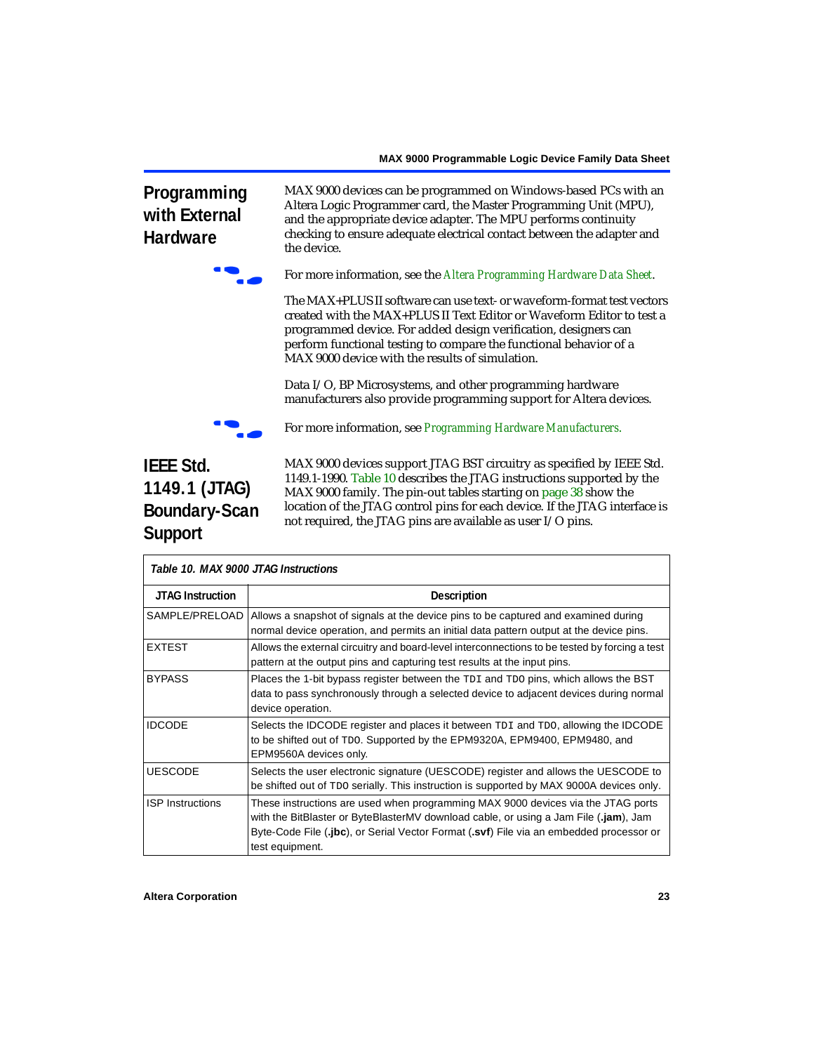## Programming with External Hardware

MAX 9000 devices can be programmed on Windows-based PCs with an Altera Logic Programmer card, the Master Programming Unit (MPU), and the appropriate device adapter. The MPU performs continuity checking to ensure adequate electrical contact between the adapter and the device.

For more information, see the *Altera Programming Hardware Data Sheet*.

The MAX+PLUS II software can use text- or waveform-format test vectors created with the MAX+PLUS II Text Editor or Waveform Editor to test a programmed device. For added design verification, designers can perform functional testing to compare the functional behavior of a MAX 9000 device with the results of simulation.

Data I/O, BP Microsystems, and other programming hardware manufacturers also provide programming support for Altera devices.

For more information, see *Programming Hardware Manufacturers*.

## IEEE Std. 1149.1 (JTAG) Boundary-Scan Support

MAX 9000 devices support JTAG BST circuitry as specified by IEEE Std. 1149.1-1990. Table 10 describes the JTAG instructions supported by the MAX 9000 family. The pin-out tables starting on page 38 show the location of the JTAG control pins for each device. If the JTAG interface is not required, the JTAG pins are available as user I/O pins.

*Table 10. MAX 9000 JTAG Instructions*

| JTAG Instruction | Description |
|---|---|
| SAMPLE/PRELOAD | Allows a snapshot of signals at the device pins to be captured and examined during normal device operation, and permits an initial data pattern output at the device pins. |
| EXTEST | Allows the external circuitry and board-level interconnections to be tested by forcing a test pattern at the output pins and capturing test results at the input pins. |
| BYPASS | Places the 1-bit bypass register between the TDI and TDO pins, which allows the BST data to pass synchronously through a selected device to adjacent devices during normal device operation. |
| IDCODE | Selects the IDCODE register and places it between TDI and TDO, allowing the IDCODE to be shifted out of TDO. Supported by the EPM9320A, EPM9400, EPM9480, and EPM9560A devices only. |
| UESCODE | Selects the user electronic signature (UESCODE) register and allows the UESCODE to be shifted out of TDO serially. This instruction is supported by MAX 9000A devices only. |
| ISP Instructions | These instructions are used when programming MAX 9000 devices via the JTAG ports with the BitBlaster or ByteBlasterMV download cable, or using a Jam File (**.jam**), Jam Byte-Code File (**.jbc**), or Serial Vector Format (**.svf**) File via an embedded processor or test equipment. |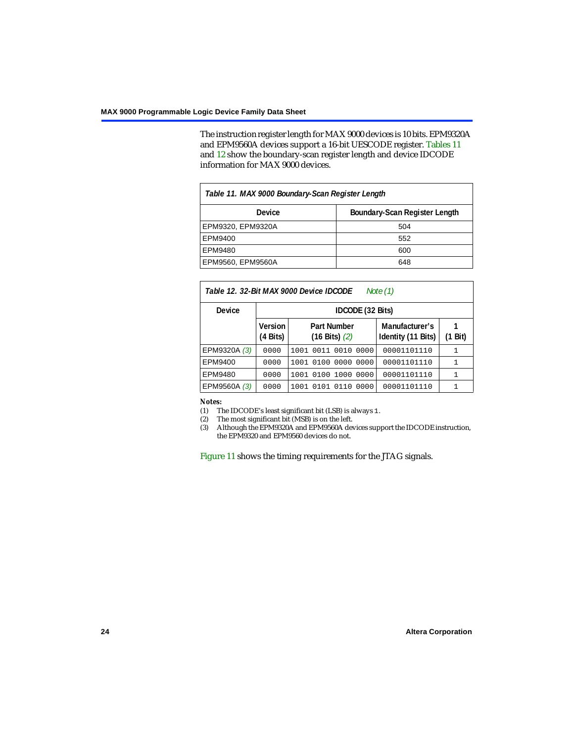The instruction register length for MAX 9000 devices is 10 bits. EPM9320A and EPM9560A devices support a 16-bit UESCODE register. Tables 11 and 12 show the boundary-scan register length and device IDCODE information for MAX 9000 devices.

**Table 11. MAX 9000 Boundary-Scan Register Length**

| Device | Boundary-Scan Register Length |
|---|---|
| EPM9320, EPM9320A | 504 |
| EPM9400 | 552 |
| EPM9480 | 600 |
| EPM9560, EPM9560A | 648 |

**Table 12. 32-Bit MAX 9000 Device IDCODE** *Note (1)*

| Device | IDCODE (32 Bits) | | | |
|---|---|---|---|---|
| | Version (4 Bits) | Part Number (16 Bits) *(2)* | Manufacturer's Identity (11 Bits) | 1 (1 Bit) |
| EPM9320A *(3)* | 0000 | 1001 0011 0010 0000 | 00001101110 | 1 |
| EPM9400 | 0000 | 1001 0100 0000 0000 | 00001101110 | 1 |
| EPM9480 | 0000 | 1001 0100 1000 0000 | 00001101110 | 1 |
| EPM9560A *(3)* | 0000 | 1001 0101 0110 0000 | 00001101110 | 1 |

**Notes:**

(1) The IDCODE's least significant bit (LSB) is always 1.
(2) The most significant bit (MSB) is on the left.
(3) Although the EPM9320A and EPM9560A devices support the IDCODE instruction, the EPM9320 and EPM9560 devices do not.

Figure 11 shows the timing requirements for the JTAG signals.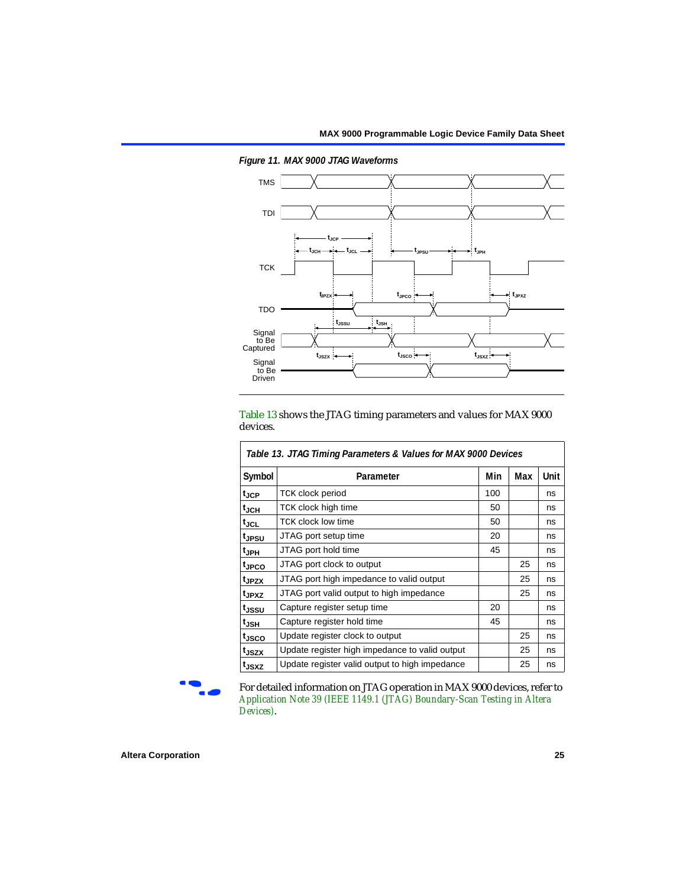*Figure 11. MAX 9000 JTAG Waveforms*

Table 13 shows the JTAG timing parameters and values for MAX 9000 devices.

*Table 13. JTAG Timing Parameters & Values for MAX 9000 Devices*

| Symbol | Parameter | Min | Max | Unit |
|---|---|---|---|---|
| $t_{JCP}$ | TCK clock period | 100 | | ns |
| $t_{JCH}$ | TCK clock high time | 50 | | ns |
| $t_{JCL}$ | TCK clock low time | 50 | | ns |
| $t_{JPSU}$ | JTAG port setup time | 20 | | ns |
| $t_{JPH}$ | JTAG port hold time | 45 | | ns |
| $t_{JPCO}$ | JTAG port clock to output | | 25 | ns |
| $t_{JPZX}$ | JTAG port high impedance to valid output | | 25 | ns |
| $t_{JPXZ}$ | JTAG port valid output to high impedance | | 25 | ns |
| $t_{JSSU}$ | Capture register setup time | 20 | | ns |
| $t_{JSH}$ | Capture register hold time | 45 | | ns |
| $t_{JSCO}$ | Update register clock to output | | 25 | ns |
| $t_{JSZX}$ | Update register high impedance to valid output | | 25 | ns |
| $t_{JSXZ}$ | Update register valid output to high impedance | | 25 | ns |

For detailed information on JTAG operation in MAX 9000 devices, refer to *Application Note 39 (IEEE 1149.1 (JTAG) Boundary-Scan Testing in Altera Devices)*.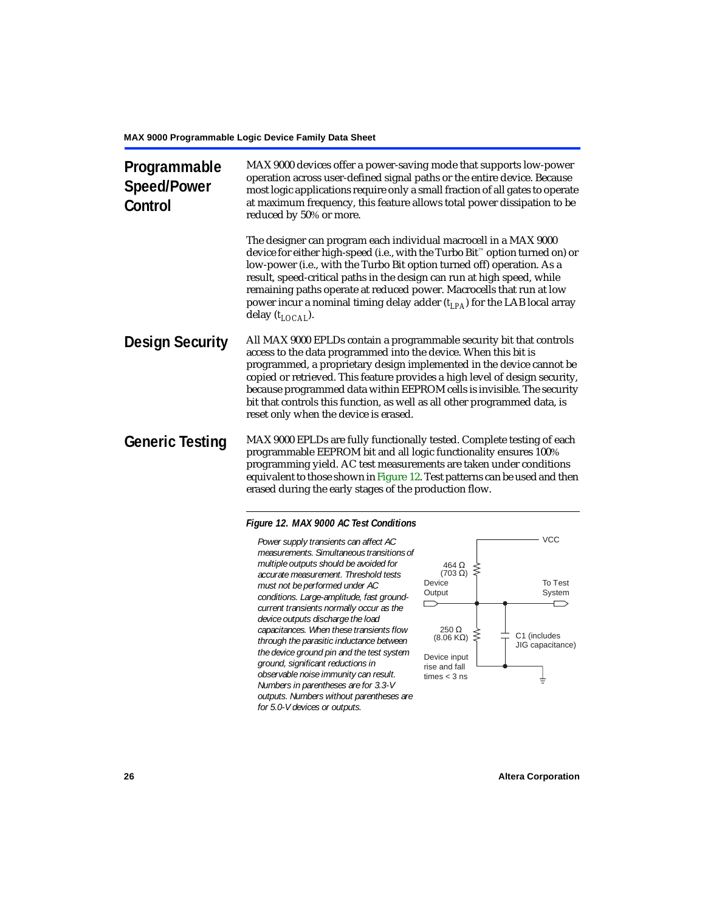## Programmable Speed/Power Control

MAX 9000 devices offer a power-saving mode that supports low-power operation across user-defined signal paths or the entire device. Because most logic applications require only a small fraction of all gates to operate at maximum frequency, this feature allows total power dissipation to be reduced by 50% or more.

The designer can program each individual macrocell in a MAX 9000 device for either high-speed (i.e., with the Turbo Bit™ option turned on) or low-power (i.e., with the Turbo Bit option turned off) operation. As a result, speed-critical paths in the design can run at high speed, while remaining paths operate at reduced power. Macrocells that run at low power incur a nominal timing delay adder ($t_{LPA}$) for the LAB local array delay ($t_{LOCAL}$).

## Design Security

All MAX 9000 EPLDs contain a programmable security bit that controls access to the data programmed into the device. When this bit is programmed, a proprietary design implemented in the device cannot be copied or retrieved. This feature provides a high level of design security, because programmed data within EEPROM cells is invisible. The security bit that controls this function, as well as all other programmed data, is reset only when the device is erased.

## Generic Testing

MAX 9000 EPLDs are fully functionally tested. Complete testing of each programmable EEPROM bit and all logic functionality ensures 100% programming yield. AC test measurements are taken under conditions equivalent to those shown in Figure 12. Test patterns can be used and then erased during the early stages of the production flow.

**Figure 12. MAX 9000 AC Test Conditions**

*Power supply transients can affect AC measurements. Simultaneous transitions of multiple outputs should be avoided for accurate measurement. Threshold tests must not be performed under AC conditions. Large-amplitude, fast ground-current transients normally occur as the device outputs discharge the load capacitances. When these transients flow through the parasitic inductance between the device ground pin and the test system ground, significant reductions in observable noise immunity can result. Numbers in parentheses are for 3.3-V outputs. Numbers without parentheses are for 5.0-V devices or outputs.*

VCC

464 Ω (703 Ω)

Device Output

To Test System

250 Ω (8.06 KΩ)

C1 (includes JIG capacitance)

Device input rise and fall times < 3 ns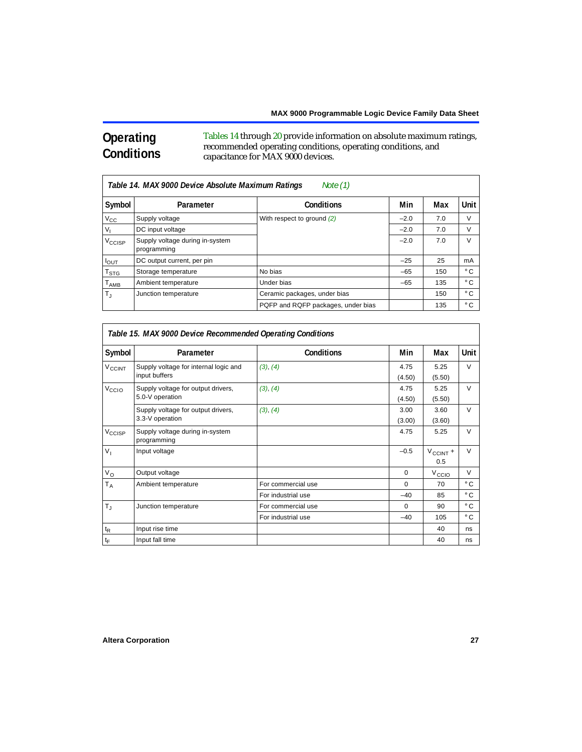## Operating Conditions

Tables 14 through 20 provide information on absolute maximum ratings, recommended operating conditions, operating conditions, and capacitance for MAX 9000 devices.

**Table 14. MAX 9000 Device Absolute Maximum Ratings** *Note (1)*

| Symbol | Parameter | Conditions | Min | Max | Unit |
|---|---|---|---|---|---|
| $V_{CC}$ | Supply voltage | With respect to ground *(2)* | –2.0 | 7.0 | V |
| $V_I$ | DC input voltage | | –2.0 | 7.0 | V |
| $V_{CCISP}$ | Supply voltage during in-system programming | | –2.0 | 7.0 | V |
| $I_{OUT}$ | DC output current, per pin | | –25 | 25 | mA |
| $T_{STG}$ | Storage temperature | No bias | –65 | 150 | ° C |
| $T_{AMB}$ | Ambient temperature | Under bias | –65 | 135 | ° C |
| $T_J$ | Junction temperature | Ceramic packages, under bias | | 150 | ° C |
| | | PQFP and RQFP packages, under bias | | 135 | ° C |

**Table 15. MAX 9000 Device Recommended Operating Conditions**

| Symbol | Parameter | Conditions | Min | Max | Unit |
|---|---|---|---|---|---|
| $V_{CCINT}$ | Supply voltage for internal logic and input buffers | *(3)*, *(4)* | 4.75 (4.50) | 5.25 (5.50) | V |
| $V_{CCIO}$ | Supply voltage for output drivers, 5.0-V operation | *(3)*, *(4)* | 4.75 (4.50) | 5.25 (5.50) | V |
| | Supply voltage for output drivers, 3.3-V operation | *(3)*, *(4)* | 3.00 (3.00) | 3.60 (3.60) | V |
| $V_{CCISP}$ | Supply voltage during in-system programming | | 4.75 | 5.25 | V |
| $V_I$ | Input voltage | | –0.5 | $V_{CCINT}$ + 0.5 | V |
| $V_O$ | Output voltage | | 0 | $V_{CCIO}$ | V |
| $T_A$ | Ambient temperature | For commercial use | 0 | 70 | ° C |
| | | For industrial use | –40 | 85 | ° C |
| $T_J$ | Junction temperature | For commercial use | 0 | 90 | ° C |
| | | For industrial use | –40 | 105 | ° C |
| $t_R$ | Input rise time | | | 40 | ns |
| $t_F$ | Input fall time | | | 40 | ns |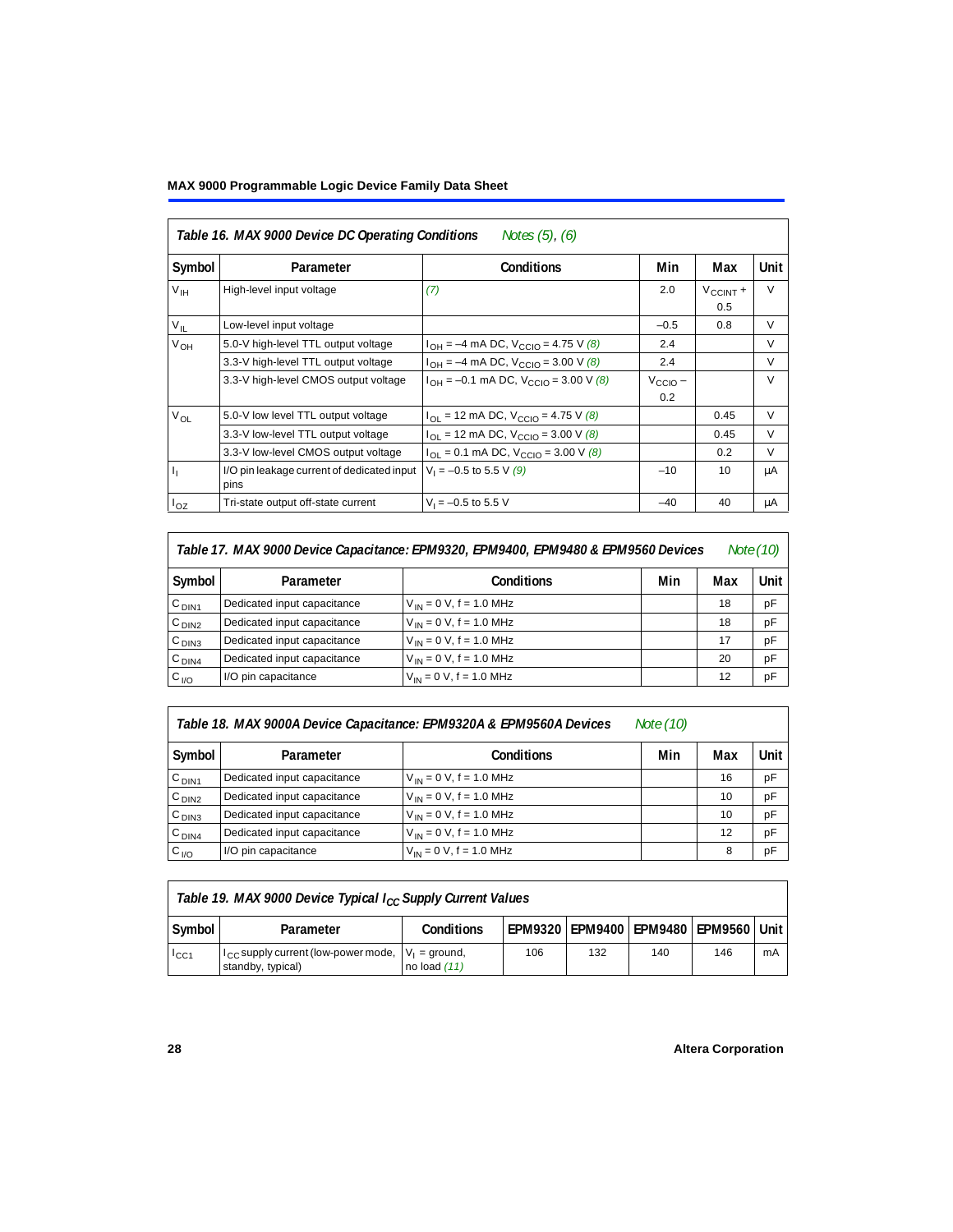**Table 16. MAX 9000 Device DC Operating Conditions** *Notes (5), (6)*

| Symbol | Parameter | Conditions | Min | Max | Unit |
|---|---|---|---|---|---|
| $V_{IH}$ | High-level input voltage | *(7)* | 2.0 | $V_{CCINT}$ + 0.5 | V |
| $V_{IL}$ | Low-level input voltage | | –0.5 | 0.8 | V |
| $V_{OH}$ | 5.0-V high-level TTL output voltage | $I_{OH}$ = –4 mA DC, $V_{CCIO}$ = 4.75 V *(8)* | 2.4 | | V |
| | 3.3-V high-level TTL output voltage | $I_{OH}$ = –4 mA DC, $V_{CCIO}$ = 3.00 V *(8)* | 2.4 | | V |
| | 3.3-V high-level CMOS output voltage | $I_{OH}$ = –0.1 mA DC, $V_{CCIO}$ = 3.00 V *(8)* | $V_{CCIO}$ – 0.2 | | V |
| $V_{OL}$ | 5.0-V low level TTL output voltage | $I_{OL}$ = 12 mA DC, $V_{CCIO}$ = 4.75 V *(8)* | | 0.45 | V |
| | 3.3-V low-level TTL output voltage | $I_{OL}$ = 12 mA DC, $V_{CCIO}$ = 3.00 V *(8)* | | 0.45 | V |
| | 3.3-V low-level CMOS output voltage | $I_{OL}$ = 0.1 mA DC, $V_{CCIO}$ = 3.00 V *(8)* | | 0.2 | V |
| $I_I$ | I/O pin leakage current of dedicated input pins | $V_I$ = –0.5 to 5.5 V *(9)* | –10 | 10 | μA |
| $I_{OZ}$ | Tri-state output off-state current | $V_I$ = –0.5 to 5.5 V | –40 | 40 | μA |

**Table 17. MAX 9000 Device Capacitance: EPM9320, EPM9400, EPM9480 & EPM9560 Devices** *Note (10)*

| Symbol | Parameter | Conditions | Min | Max | Unit |
|---|---|---|---|---|---|
| $C_{DIN1}$ | Dedicated input capacitance | $V_{IN}$ = 0 V, f = 1.0 MHz | | 18 | pF |
| $C_{DIN2}$ | Dedicated input capacitance | $V_{IN}$ = 0 V, f = 1.0 MHz | | 18 | pF |
| $C_{DIN3}$ | Dedicated input capacitance | $V_{IN}$ = 0 V, f = 1.0 MHz | | 17 | pF |
| $C_{DIN4}$ | Dedicated input capacitance | $V_{IN}$ = 0 V, f = 1.0 MHz | | 20 | pF |
| $C_{I/O}$ | I/O pin capacitance | $V_{IN}$ = 0 V, f = 1.0 MHz | | 12 | pF |

**Table 18. MAX 9000A Device Capacitance: EPM9320A & EPM9560A Devices** *Note (10)*

| Symbol | Parameter | Conditions | Min | Max | Unit |
|---|---|---|---|---|---|
| $C_{DIN1}$ | Dedicated input capacitance | $V_{IN}$ = 0 V, f = 1.0 MHz | | 16 | pF |
| $C_{DIN2}$ | Dedicated input capacitance | $V_{IN}$ = 0 V, f = 1.0 MHz | | 10 | pF |
| $C_{DIN3}$ | Dedicated input capacitance | $V_{IN}$ = 0 V, f = 1.0 MHz | | 10 | pF |
| $C_{DIN4}$ | Dedicated input capacitance | $V_{IN}$ = 0 V, f = 1.0 MHz | | 12 | pF |
| $C_{I/O}$ | I/O pin capacitance | $V_{IN}$ = 0 V, f = 1.0 MHz | | 8 | pF |

**Table 19. MAX 9000 Device Typical $I_{CC}$ Supply Current Values**

| Symbol | Parameter | Conditions | EPM9320 | EPM9400 | EPM9480 | EPM9560 | Unit |
|---|---|---|---|---|---|---|---|
| $I_{CC1}$ | $I_{CC}$ supply current (low-power mode, standby, typical) | $V_I$ = ground, no load *(11)* | 106 | 132 | 140 | 146 | mA |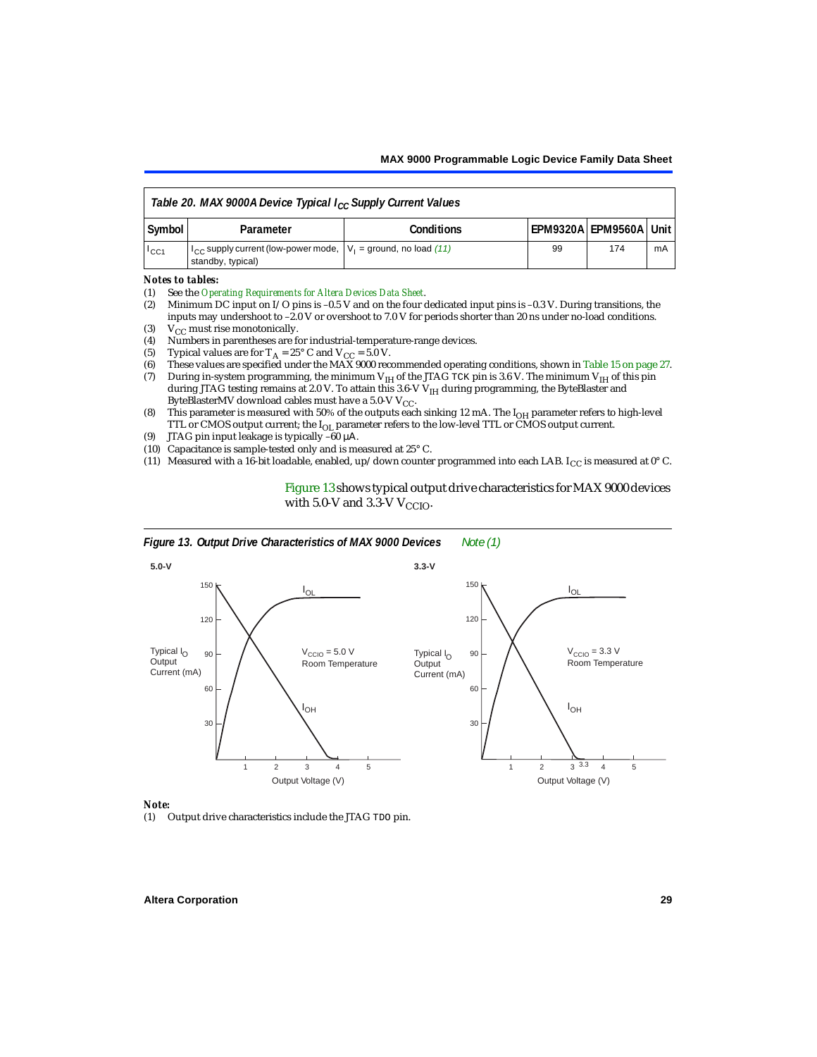**Table 20. MAX 9000A Device Typical $I_{CC}$ Supply Current Values**

| Symbol | Parameter | Conditions | EPM9320A | EPM9560A | Unit |
|---|---|---|---|---|---|
| $I_{CC1}$ | $I_{CC}$ supply current (low-power mode, standby, typical) | $V_I$ = ground, no load *(11)* | 99 | 174 | mA |

*Notes to tables:*

(1) See the *Operating Requirements for Altera Devices Data Sheet*.

(2) Minimum DC input on I/O pins is –0.5 V and on the four dedicated input pins is –0.3 V. During transitions, the inputs may undershoot to –2.0 V or overshoot to 7.0 V for periods shorter than 20 ns under no-load conditions.

(3) $V_{CC}$ must rise monotonically.

(4) Numbers in parentheses are for industrial-temperature-range devices.

(5) Typical values are for $T_A$ = 25° C and $V_{CC}$ = 5.0 V.

(6) These values are specified under the MAX 9000 recommended operating conditions, shown in Table 15 on page 27.

(7) During in-system programming, the minimum $V_{IH}$ of the JTAG TCK pin is 3.6 V. The minimum $V_{IH}$ of this pin during JTAG testing remains at 2.0 V. To attain this 3.6-V $V_{IH}$ during programming, the ByteBlaster and ByteBlasterMV download cables must have a 5.0-V $V_{CC}$.

(8) This parameter is measured with 50% of the outputs each sinking 12 mA. The $I_{OH}$ parameter refers to high-level TTL or CMOS output current; the $I_{OL}$ parameter refers to the low-level TTL or CMOS output current.

(9) JTAG pin input leakage is typically –60 μA.

(10) Capacitance is sample-tested only and is measured at 25° C.

(11) Measured with a 16-bit loadable, enabled, up/down counter programmed into each LAB. $I_{CC}$ is measured at 0° C.

Figure 13 shows typical output drive characteristics for MAX 9000 devices with 5.0-V and 3.3-V $V_{CCIO}$.

***Figure 13. Output Drive Characteristics of MAX 9000 Devices*** *Note (1)*

*Note:*

(1) Output drive characteristics include the JTAG TDO pin.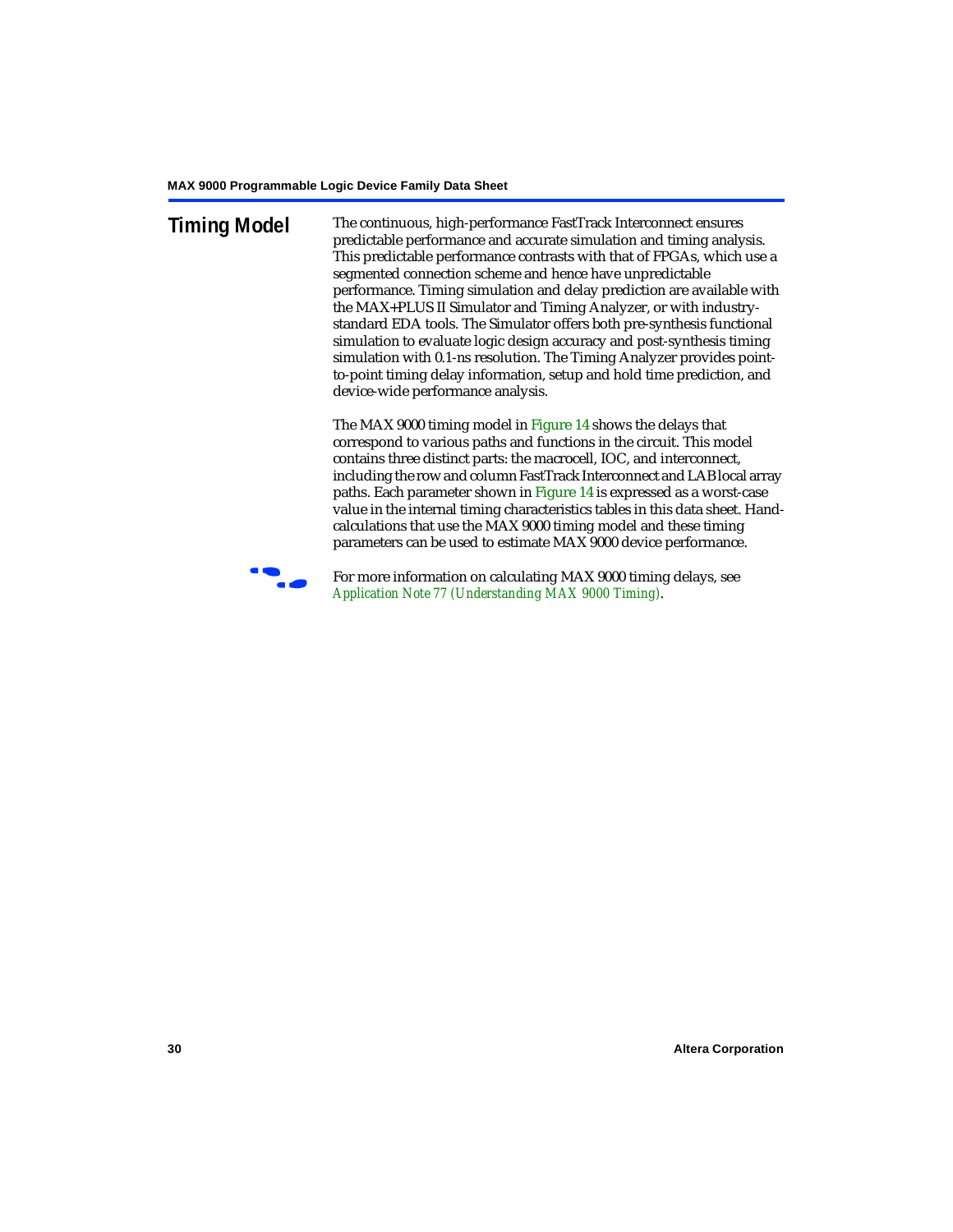## Timing Model

The continuous, high-performance FastTrack Interconnect ensures predictable performance and accurate simulation and timing analysis. This predictable performance contrasts with that of FPGAs, which use a segmented connection scheme and hence have unpredictable performance. Timing simulation and delay prediction are available with the MAX+PLUS II Simulator and Timing Analyzer, or with industry-standard EDA tools. The Simulator offers both pre-synthesis functional simulation to evaluate logic design accuracy and post-synthesis timing simulation with 0.1-ns resolution. The Timing Analyzer provides point-to-point timing delay information, setup and hold time prediction, and device-wide performance analysis.

The MAX 9000 timing model in Figure 14 shows the delays that correspond to various paths and functions in the circuit. This model contains three distinct parts: the macrocell, IOC, and interconnect, including the row and column FastTrack Interconnect and LAB local array paths. Each parameter shown in Figure 14 is expressed as a worst-case value in the internal timing characteristics tables in this data sheet. Hand-calculations that use the MAX 9000 timing model and these timing parameters can be used to estimate MAX 9000 device performance.

For more information on calculating MAX 9000 timing delays, see *Application Note 77 (Understanding MAX 9000 Timing)*.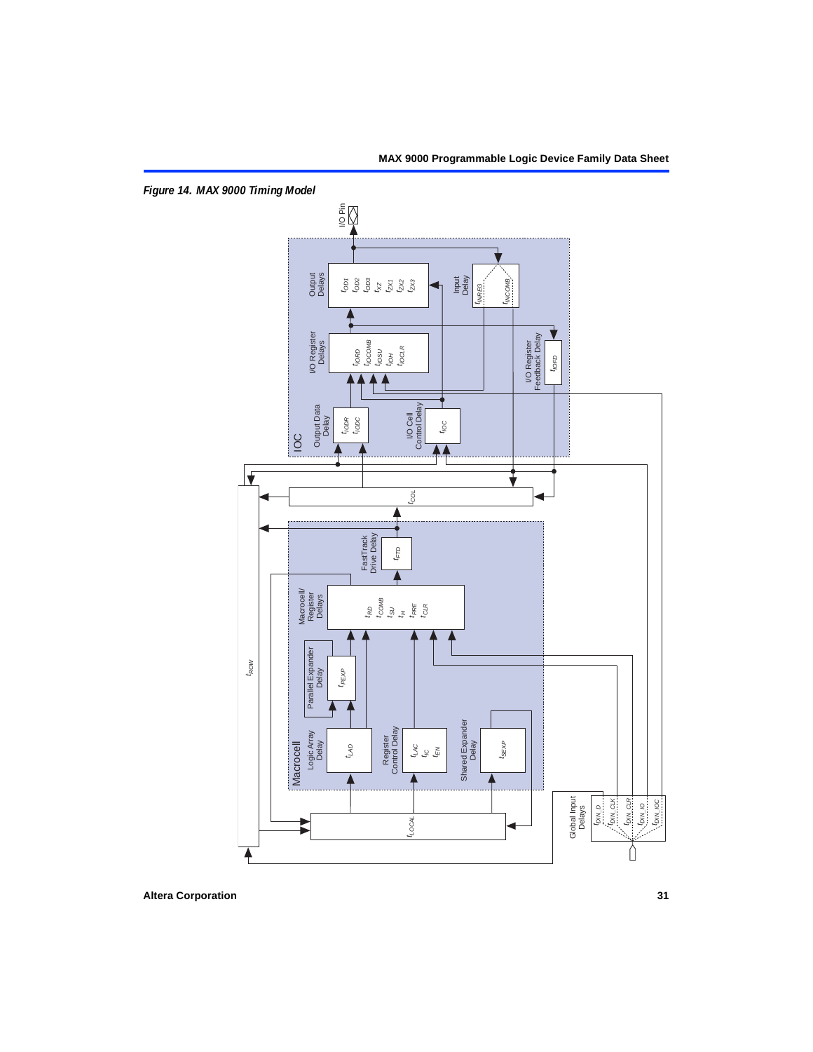*Figure 14. MAX 9000 Timing Model*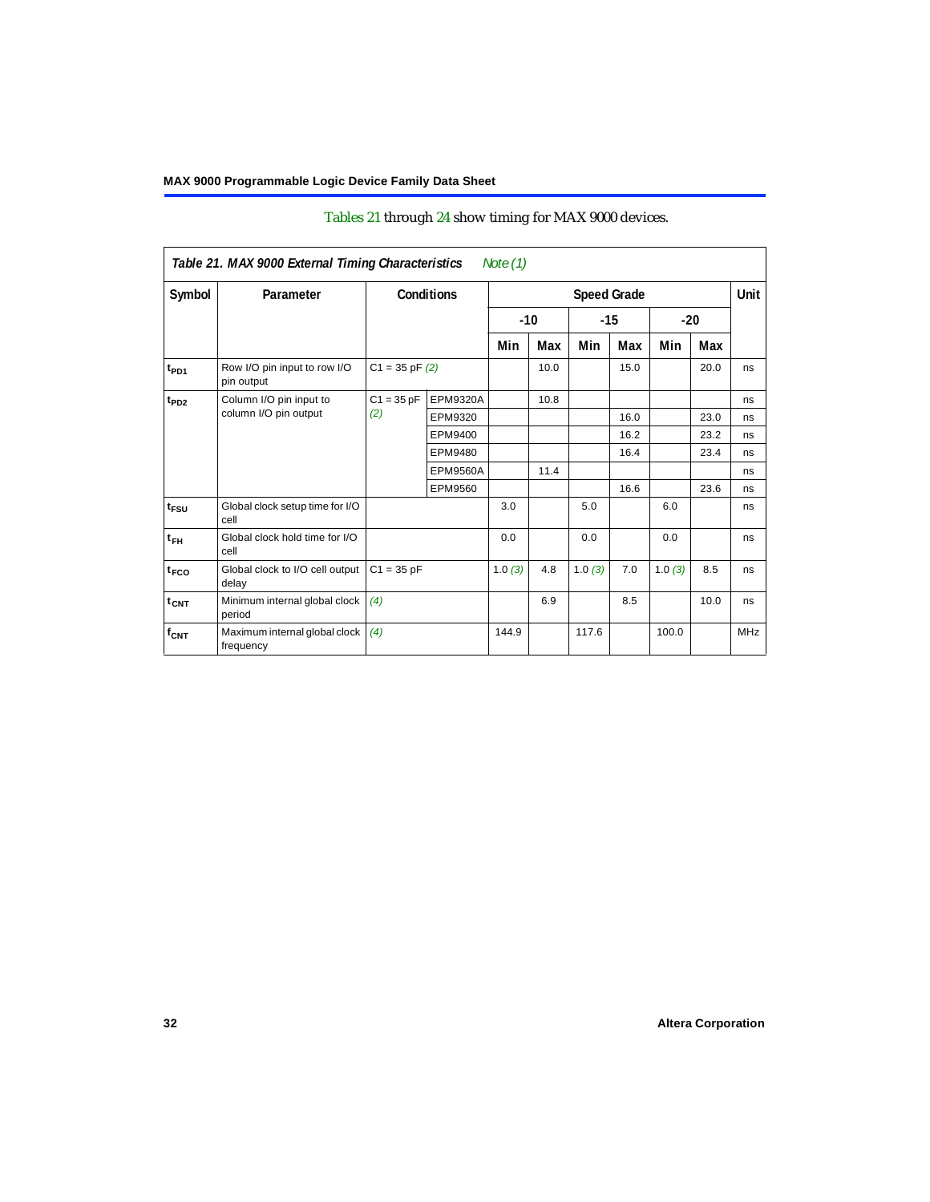Tables 21 through 24 show timing for MAX 9000 devices.

*Table 21. MAX 9000 External Timing Characteristics* *Note (1)*

| Symbol | Parameter | Conditions | | Speed Grade | | | | | | Unit |
|---|---|---|---|---|---|---|---|---|---|---|
| | | | | -10 | | -15 | | -20 | | |
| | | | | Min | Max | Min | Max | Min | Max | |
| $t_{PD1}$ | Row I/O pin input to row I/O pin output | C1 = 35 pF *(2)* | | | 10.0 | | 15.0 | | 20.0 | ns |
| $t_{PD2}$ | Column I/O pin input to column I/O pin output | C1 = 35 pF *(2)* | EPM9320A | | 10.8 | | | | | ns |
| | | | EPM9320 | | | | 16.0 | | 23.0 | ns |
| | | | EPM9400 | | | | 16.2 | | 23.2 | ns |
| | | | EPM9480 | | | | 16.4 | | 23.4 | ns |
| | | | EPM9560A | | 11.4 | | | | | ns |
| | | | EPM9560 | | | | 16.6 | | 23.6 | ns |
| $t_{FSU}$ | Global clock setup time for I/O cell | | | 3.0 | | 5.0 | | 6.0 | | ns |
| $t_{FH}$ | Global clock hold time for I/O cell | | | 0.0 | | 0.0 | | 0.0 | | ns |
| $t_{FCO}$ | Global clock to I/O cell output delay | C1 = 35 pF | | 1.0 *(3)* | 4.8 | 1.0 *(3)* | 7.0 | 1.0 *(3)* | 8.5 | ns |
| $t_{CNT}$ | Minimum internal global clock period | *(4)* | | | 6.9 | | 8.5 | | 10.0 | ns |
| $f_{CNT}$ | Maximum internal global clock frequency | *(4)* | | 144.9 | | 117.6 | | 100.0 | | MHz |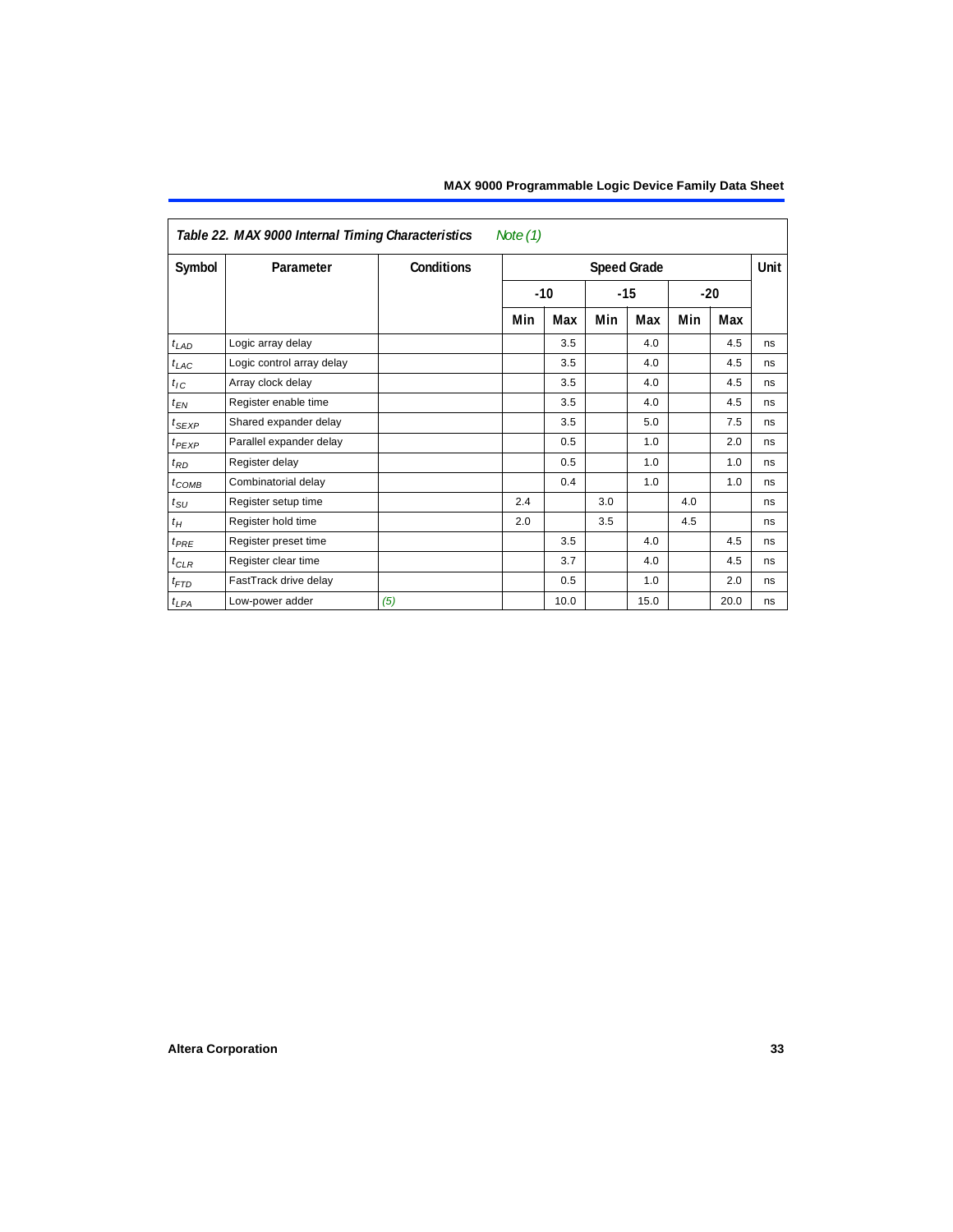**Table 22. MAX 9000 Internal Timing Characteristics** *Note (1)*

| Symbol | Parameter | Conditions | Speed Grade | | | | | | Unit |
|---|---|---|---|---|---|---|---|---|---|
| | | | -10 | | -15 | | -20 | | |
| | | | Min | Max | Min | Max | Min | Max | |
| $t_{LAD}$ | Logic array delay | | | 3.5 | | 4.0 | | 4.5 | ns |
| $t_{LAC}$ | Logic control array delay | | | 3.5 | | 4.0 | | 4.5 | ns |
| $t_{IC}$ | Array clock delay | | | 3.5 | | 4.0 | | 4.5 | ns |
| $t_{EN}$ | Register enable time | | | 3.5 | | 4.0 | | 4.5 | ns |
| $t_{SEXP}$ | Shared expander delay | | | 3.5 | | 5.0 | | 7.5 | ns |
| $t_{PEXP}$ | Parallel expander delay | | | 0.5 | | 1.0 | | 2.0 | ns |
| $t_{RD}$ | Register delay | | | 0.5 | | 1.0 | | 1.0 | ns |
| $t_{COMB}$ | Combinatorial delay | | | 0.4 | | 1.0 | | 1.0 | ns |
| $t_{SU}$ | Register setup time | | 2.4 | | 3.0 | | 4.0 | | ns |
| $t_{H}$ | Register hold time | | 2.0 | | 3.5 | | 4.5 | | ns |
| $t_{PRE}$ | Register preset time | | | 3.5 | | 4.0 | | 4.5 | ns |
| $t_{CLR}$ | Register clear time | | | 3.7 | | 4.0 | | 4.5 | ns |
| $t_{FTD}$ | FastTrack drive delay | | | 0.5 | | 1.0 | | 2.0 | ns |
| $t_{LPA}$ | Low-power adder | *(5)* | | 10.0 | | 15.0 | | 20.0 | ns |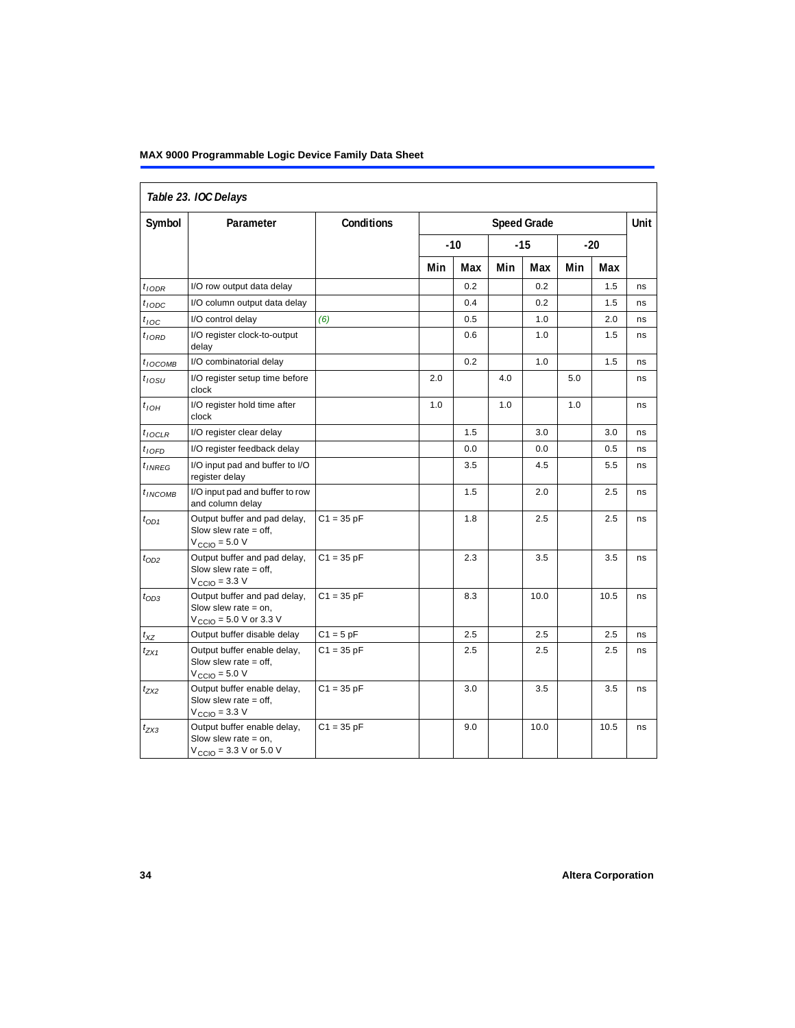*Table 23. IOC Delays*

| Symbol | Parameter | Conditions | Speed Grade | | | | | | Unit |
|---|---|---|---|---|---|---|---|---|---|
| | | | -10 | | -15 | | -20 | | |
| | | | Min | Max | Min | Max | Min | Max | |
| $t_{IODR}$ | I/O row output data delay | | | 0.2 | | 0.2 | | 1.5 | ns |
| $t_{IODC}$ | I/O column output data delay | | | 0.4 | | 0.2 | | 1.5 | ns |
| $t_{IOC}$ | I/O control delay | *(6)* | | 0.5 | | 1.0 | | 2.0 | ns |
| $t_{IORD}$ | I/O register clock-to-output delay | | | 0.6 | | 1.0 | | 1.5 | ns |
| $t_{IOCOMB}$ | I/O combinatorial delay | | | 0.2 | | 1.0 | | 1.5 | ns |
| $t_{IOSU}$ | I/O register setup time before clock | | 2.0 | | 4.0 | | 5.0 | | ns |
| $t_{IOH}$ | I/O register hold time after clock | | 1.0 | | 1.0 | | 1.0 | | ns |
| $t_{IOCLR}$ | I/O register clear delay | | | 1.5 | | 3.0 | | 3.0 | ns |
| $t_{IOFD}$ | I/O register feedback delay | | | 0.0 | | 0.0 | | 0.5 | ns |
| $t_{INREG}$ | I/O input pad and buffer to I/O register delay | | | 3.5 | | 4.5 | | 5.5 | ns |
| $t_{INCOMB}$ | I/O input pad and buffer to row and column delay | | | 1.5 | | 2.0 | | 2.5 | ns |
| $t_{OD1}$ | Output buffer and pad delay, Slow slew rate = off, $V_{CCIO}$ = 5.0 V | C1 = 35 pF | | 1.8 | | 2.5 | | 2.5 | ns |
| $t_{OD2}$ | Output buffer and pad delay, Slow slew rate = off, $V_{CCIO}$ = 3.3 V | C1 = 35 pF | | 2.3 | | 3.5 | | 3.5 | ns |
| $t_{OD3}$ | Output buffer and pad delay, Slow slew rate = on, $V_{CCIO}$ = 5.0 V or 3.3 V | C1 = 35 pF | | 8.3 | | 10.0 | | 10.5 | ns |
| $t_{XZ}$ | Output buffer disable delay | C1 = 5 pF | | 2.5 | | 2.5 | | 2.5 | ns |
| $t_{ZX1}$ | Output buffer enable delay, Slow slew rate = off, $V_{CCIO}$ = 5.0 V | C1 = 35 pF | | 2.5 | | 2.5 | | 2.5 | ns |
| $t_{ZX2}$ | Output buffer enable delay, Slow slew rate = off, $V_{CCIO}$ = 3.3 V | C1 = 35 pF | | 3.0 | | 3.5 | | 3.5 | ns |
| $t_{ZX3}$ | Output buffer enable delay, Slow slew rate = on, $V_{CCIO}$ = 3.3 V or 5.0 V | C1 = 35 pF | | 9.0 | | 10.0 | | 10.5 | ns |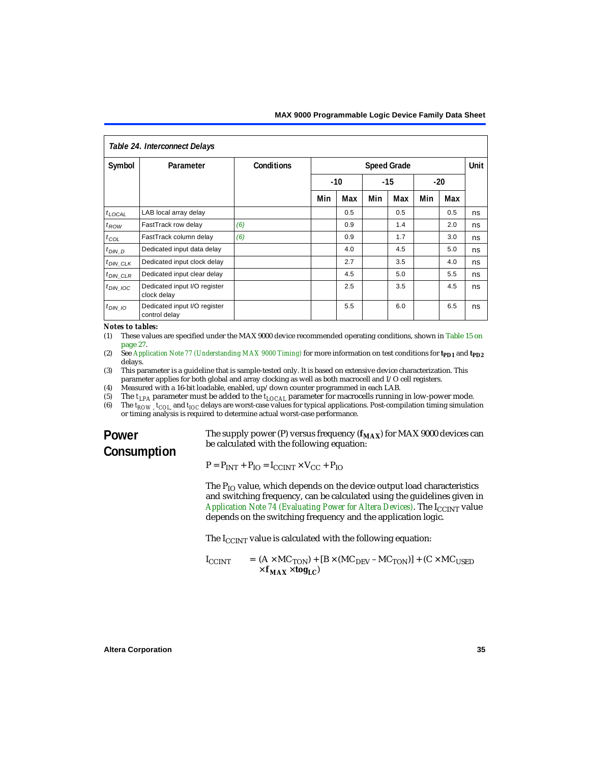*Table 24. Interconnect Delays*

| Symbol | Parameter | Conditions | Speed Grade | | | | | | Unit |
|---|---|---|---|---|---|---|---|---|---|
| | | | -10 | | -15 | | -20 | | |
| | | | Min | Max | Min | Max | Min | Max | |
| $t_{LOCAL}$ | LAB local array delay | | | 0.5 | | 0.5 | | 0.5 | ns |
| $t_{ROW}$ | FastTrack row delay | *(6)* | | 0.9 | | 1.4 | | 2.0 | ns |
| $t_{COL}$ | FastTrack column delay | *(6)* | | 0.9 | | 1.7 | | 3.0 | ns |
| $t_{DIN\_D}$ | Dedicated input data delay | | | 4.0 | | 4.5 | | 5.0 | ns |
| $t_{DIN\_CLK}$ | Dedicated input clock delay | | | 2.7 | | 3.5 | | 4.0 | ns |
| $t_{DIN\_CLR}$ | Dedicated input clear delay | | | 4.5 | | 5.0 | | 5.5 | ns |
| $t_{DIN\_IOC}$ | Dedicated input I/O register clock delay | | | 2.5 | | 3.5 | | 4.5 | ns |
| $t_{DIN\_IO}$ | Dedicated input I/O register control delay | | | 5.5 | | 6.0 | | 6.5 | ns |

***Notes to tables:***

(1) These values are specified under the MAX 9000 device recommended operating conditions, shown in Table 15 on page 27.

(2) See *Application Note 77 (Understanding MAX 9000 Timing)* for more information on test conditions for $\mathbf{t_{PD1}}$ and $\mathbf{t_{PD2}}$ delays.

(3) This parameter is a guideline that is sample-tested only. It is based on extensive device characterization. This parameter applies for both global and array clocking as well as both macrocell and I/O cell registers.

(4) Measured with a 16-bit loadable, enabled, up/down counter programmed in each LAB.

(5) The $t_{LPA}$ parameter must be added to the $t_{LOCAL}$ parameter for macrocells running in low-power mode.

(6) The $t_{ROW}$, $t_{COL}$, and $t_{IOC}$ delays are worst-case values for typical applications. Post-compilation timing simulation or timing analysis is required to determine actual worst-case performance.

## Power Consumption

The supply power (P) versus frequency ($\mathbf{f_{MAX}}$) for MAX 9000 devices can be calculated with the following equation:

$$P = P_{INT} + P_{IO} = I_{CCINT} \times V_{CC} + P_{IO}$$

The $P_{IO}$ value, which depends on the device output load characteristics and switching frequency, can be calculated using the guidelines given in *Application Note 74 (Evaluating Power for Altera Devices)*. The $I_{CCINT}$ value depends on the switching frequency and the application logic.

The $I_{CCINT}$ value is calculated with the following equation:

$$I_{CCINT} = (A \times MC_{TON}) + [B \times (MC_{DEV} - MC_{TON})] + (C \times MC_{USED} \times \mathbf{f_{MAX}} \times \mathbf{tog_{LC}})$$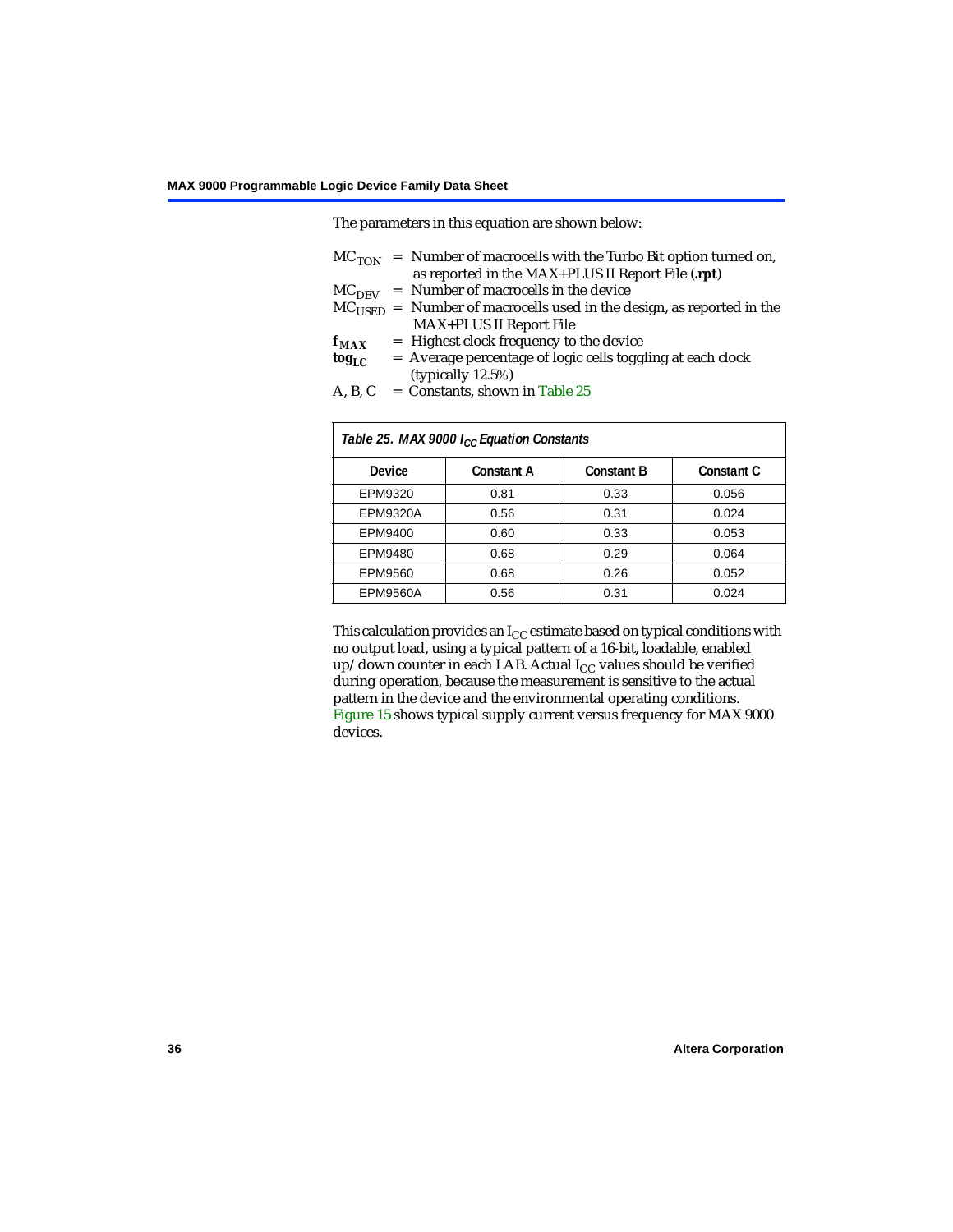The parameters in this equation are shown below:

$MC_{TON}$ = Number of macrocells with the Turbo Bit option turned on, as reported in the MAX+PLUS II Report File (**.rpt**)
$MC_{DEV}$ = Number of macrocells in the device
$MC_{USED}$ = Number of macrocells used in the design, as reported in the MAX+PLUS II Report File
$f_{MAX}$ = Highest clock frequency to the device
$tog_{LC}$ = Average percentage of logic cells toggling at each clock (typically 12.5%)
A, B, C = Constants, shown in Table 25

*Table 25. MAX 9000 $I_{CC}$ Equation Constants*

| Device | Constant A | Constant B | Constant C |
|---|---|---|---|
| EPM9320 | 0.81 | 0.33 | 0.056 |
| EPM9320A | 0.56 | 0.31 | 0.024 |
| EPM9400 | 0.60 | 0.33 | 0.053 |
| EPM9480 | 0.68 | 0.29 | 0.064 |
| EPM9560 | 0.68 | 0.26 | 0.052 |
| EPM9560A | 0.56 | 0.31 | 0.024 |

This calculation provides an $I_{CC}$ estimate based on typical conditions with no output load, using a typical pattern of a 16-bit, loadable, enabled up/down counter in each LAB. Actual $I_{CC}$ values should be verified during operation, because the measurement is sensitive to the actual pattern in the device and the environmental operating conditions. Figure 15 shows typical supply current versus frequency for MAX 9000 devices.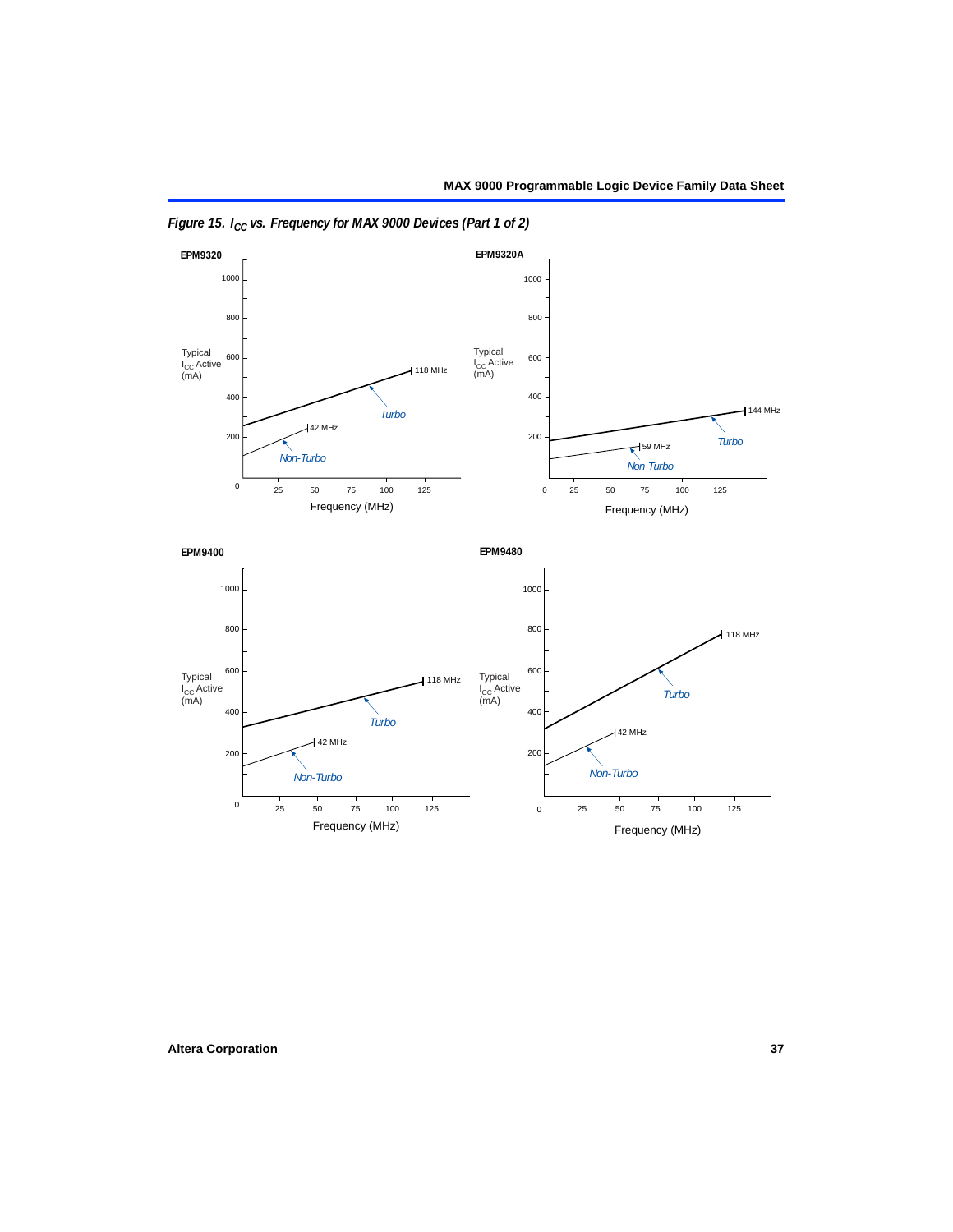*Figure 15. $I_{CC}$ vs. Frequency for MAX 9000 Devices (Part 1 of 2)*

**EPM9320**

Typical $I_{CC}$ Active (mA)

Turbo: 118 MHz

Non-Turbo: 42 MHz

Frequency (MHz)

**EPM9320A**

Typical $I_{CC}$ Active (mA)

Turbo: 144 MHz

Non-Turbo: 59 MHz

Frequency (MHz)

**EPM9400**

Typical $I_{CC}$ Active (mA)

Turbo: 118 MHz

Non-Turbo: 42 MHz

Frequency (MHz)

**EPM9480**

Typical $I_{CC}$ Active (mA)

Turbo: 118 MHz

Non-Turbo: 42 MHz

Frequency (MHz)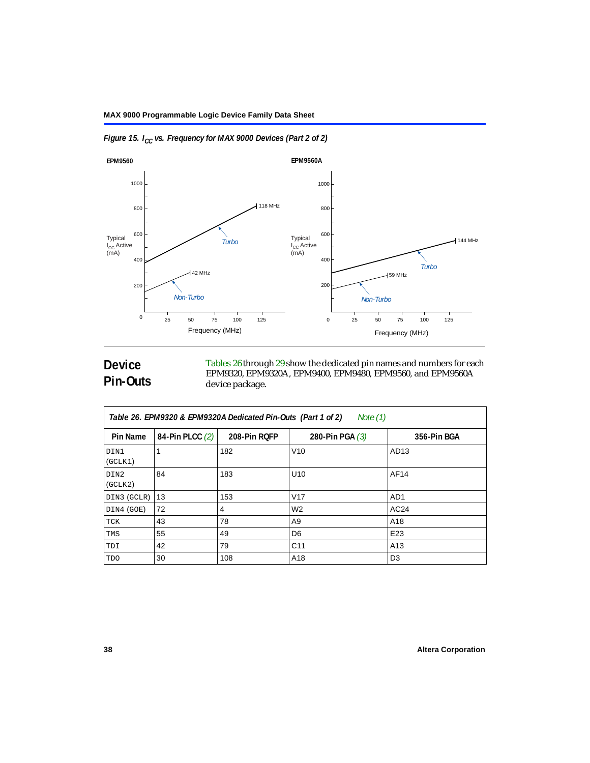*Figure 15. $I_{CC}$ vs. Frequency for MAX 9000 Devices (Part 2 of 2)*

EPM9560

EPM9560A

## Device Pin-Outs

Tables 26 through 29 show the dedicated pin names and numbers for each EPM9320, EPM9320A, EPM9400, EPM9480, EPM9560, and EPM9560A device package.

*Table 26. EPM9320 & EPM9320A Dedicated Pin-Outs (Part 1 of 2) Note (1)*

| Pin Name | 84-Pin PLCC (2) | 208-Pin RQFP | 280-Pin PGA (3) | 356-Pin BGA |
|---|---|---|---|---|
| DIN1 (GCLK1) | 1 | 182 | V10 | AD13 |
| DIN2 (GCLK2) | 84 | 183 | U10 | AF14 |
| DIN3 (GCLR) | 13 | 153 | V17 | AD1 |
| DIN4 (GOE) | 72 | 4 | W2 | AC24 |
| TCK | 43 | 78 | A9 | A18 |
| TMS | 55 | 49 | D6 | E23 |
| TDI | 42 | 79 | C11 | A13 |
| TDO | 30 | 108 | A18 | D3 |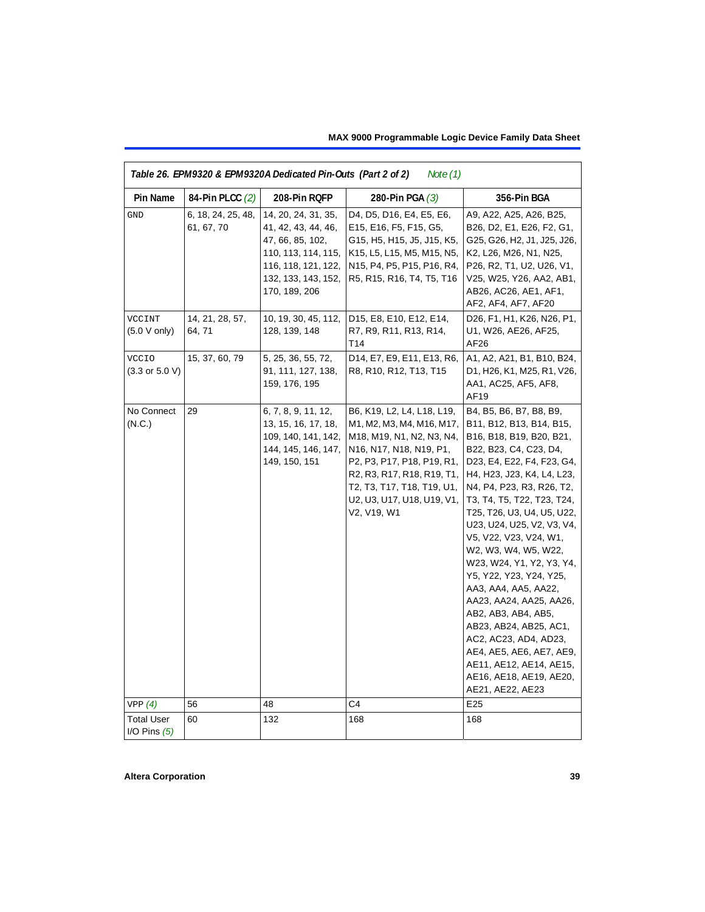**Table 26. EPM9320 & EPM9320A Dedicated Pin-Outs (Part 2 of 2)** *Note (1)*

| Pin Name | 84-Pin PLCC *(2)* | 208-Pin RQFP | 280-Pin PGA *(3)* | 356-Pin BGA |
|---|---|---|---|---|
| GND | 6, 18, 24, 25, 48, 61, 67, 70 | 14, 20, 24, 31, 35, 41, 42, 43, 44, 46, 47, 66, 85, 102, 110, 113, 114, 115, 116, 118, 121, 122, 132, 133, 143, 152, 170, 189, 206 | D4, D5, D16, E4, E5, E6, E15, E16, F5, F15, G5, G15, H5, H15, J5, J15, K5, K15, L5, L15, M5, M15, N5, N15, P4, P5, P15, P16, R4, R5, R15, R16, T4, T5, T16 | A9, A22, A25, A26, B25, B26, D2, E1, E26, F2, G1, G25, G26, H2, J1, J25, J26, K2, L26, M26, N1, N25, P26, R2, T1, U2, U26, V1, V25, W25, Y26, AA2, AB1, AB26, AC26, AE1, AF1, AF2, AF4, AF7, AF20 |
| VCCINT (5.0 V only) | 14, 21, 28, 57, 64, 71 | 10, 19, 30, 45, 112, 128, 139, 148 | D15, E8, E10, E12, E14, R7, R9, R11, R13, R14, T14 | D26, F1, H1, K26, N26, P1, U1, W26, AE26, AF25, AF26 |
| VCCIO (3.3 or 5.0 V) | 15, 37, 60, 79 | 5, 25, 36, 55, 72, 91, 111, 127, 138, 159, 176, 195 | D14, E7, E9, E11, E13, R6, R8, R10, R12, T13, T15 | A1, A2, A21, B1, B10, B24, D1, H26, K1, M25, R1, V26, AA1, AC25, AF5, AF8, AF19 |
| No Connect (N.C.) | 29 | 6, 7, 8, 9, 11, 12, 13, 15, 16, 17, 18, 109, 140, 141, 142, 144, 145, 146, 147, 149, 150, 151 | B6, K19, L2, L4, L18, L19, M1, M2, M3, M4, M16, M17, M18, M19, N1, N2, N3, N4, N16, N17, N18, N19, P1, P2, P3, P17, P18, P19, R1, R2, R3, R17, R18, R19, T1, T2, T3, T17, T18, T19, U1, U2, U3, U17, U18, U19, V1, V2, V19, W1 | B4, B5, B6, B7, B8, B9, B11, B12, B13, B14, B15, B16, B18, B19, B20, B21, B22, B23, C4, C23, D4, D23, E4, E22, F4, F23, G4, H4, H23, J23, K4, L4, L23, N4, P4, P23, R3, R26, T2, T3, T4, T5, T22, T23, T24, T25, T26, U3, U4, U5, U22, U23, U24, U25, V2, V3, V4, V5, V22, V23, V24, W1, W2, W3, W4, W5, W22, W23, W24, Y1, Y2, Y3, Y4, Y5, Y22, Y23, Y24, Y25, AA3, AA4, AA5, AA22, AA23, AA24, AA25, AA26, AB2, AB3, AB4, AB5, AB23, AB24, AB25, AC1, AC2, AC23, AD4, AD23, AE4, AE5, AE6, AE7, AE9, AE11, AE12, AE14, AE15, AE16, AE18, AE19, AE20, AE21, AE22, AE23 |
| VPP *(4)* | 56 | 48 | C4 | E25 |
| Total User I/O Pins *(5)* | 60 | 132 | 168 | 168 |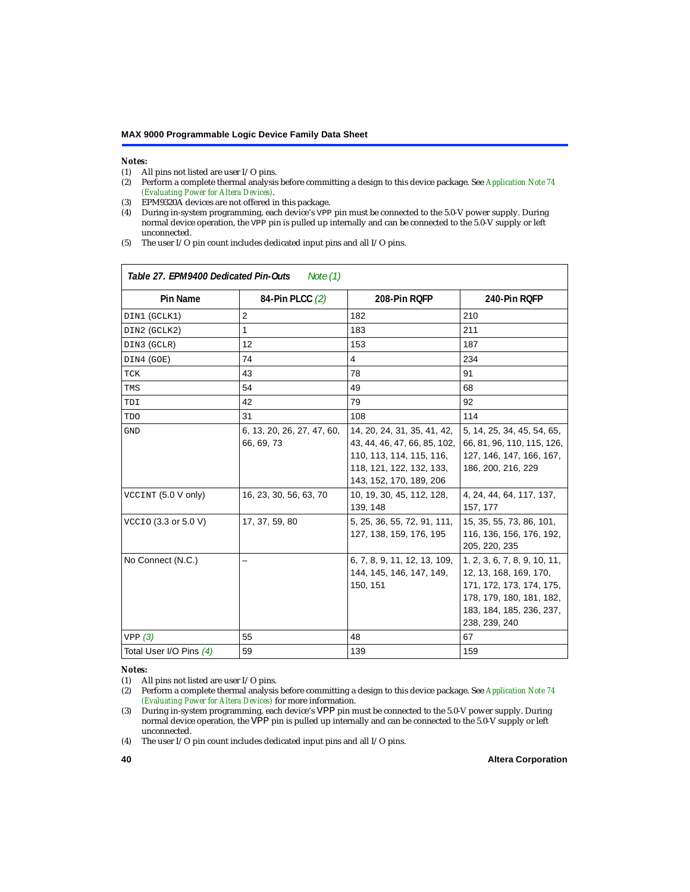*Notes:*

(1) All pins not listed are user I/O pins.
(2) Perform a complete thermal analysis before committing a design to this device package. See *Application Note 74 (Evaluating Power for Altera Devices)*.
(3) EPM9320A devices are not offered in this package.
(4) During in-system programming, each device's VPP pin must be connected to the 5.0-V power supply. During normal device operation, the VPP pin is pulled up internally and can be connected to the 5.0-V supply or left unconnected.
(5) The user I/O pin count includes dedicated input pins and all I/O pins.

**Table 27. EPM9400 Dedicated Pin-Outs** *Note (1)*

| Pin Name | 84-Pin PLCC *(2)* | 208-Pin RQFP | 240-Pin RQFP |
|---|---|---|---|
| DIN1 (GCLK1) | 2 | 182 | 210 |
| DIN2 (GCLK2) | 1 | 183 | 211 |
| DIN3 (GCLR) | 12 | 153 | 187 |
| DIN4 (GOE) | 74 | 4 | 234 |
| TCK | 43 | 78 | 91 |
| TMS | 54 | 49 | 68 |
| TDI | 42 | 79 | 92 |
| TDO | 31 | 108 | 114 |
| GND | 6, 13, 20, 26, 27, 47, 60, 66, 69, 73 | 14, 20, 24, 31, 35, 41, 42, 43, 44, 46, 47, 66, 85, 102, 110, 113, 114, 115, 116, 118, 121, 122, 132, 133, 143, 152, 170, 189, 206 | 5, 14, 25, 34, 45, 54, 65, 66, 81, 96, 110, 115, 126, 127, 146, 147, 166, 167, 186, 200, 216, 229 |
| VCCINT (5.0 V only) | 16, 23, 30, 56, 63, 70 | 10, 19, 30, 45, 112, 128, 139, 148 | 4, 24, 44, 64, 117, 137, 157, 177 |
| VCCIO (3.3 or 5.0 V) | 17, 37, 59, 80 | 5, 25, 36, 55, 72, 91, 111, 127, 138, 159, 176, 195 | 15, 35, 55, 73, 86, 101, 116, 136, 156, 176, 192, 205, 220, 235 |
| No Connect (N.C.) | – | 6, 7, 8, 9, 11, 12, 13, 109, 144, 145, 146, 147, 149, 150, 151 | 1, 2, 3, 6, 7, 8, 9, 10, 11, 12, 13, 168, 169, 170, 171, 172, 173, 174, 175, 178, 179, 180, 181, 182, 183, 184, 185, 236, 237, 238, 239, 240 |
| VPP *(3)* | 55 | 48 | 67 |
| Total User I/O Pins *(4)* | 59 | 139 | 159 |

*Notes:*

(1) All pins not listed are user I/O pins.
(2) Perform a complete thermal analysis before committing a design to this device package. See *Application Note 74 (Evaluating Power for Altera Devices)* for more information.
(3) During in-system programming, each device's VPP pin must be connected to the 5.0-V power supply. During normal device operation, the VPP pin is pulled up internally and can be connected to the 5.0-V supply or left unconnected.
(4) The user I/O pin count includes dedicated input pins and all I/O pins.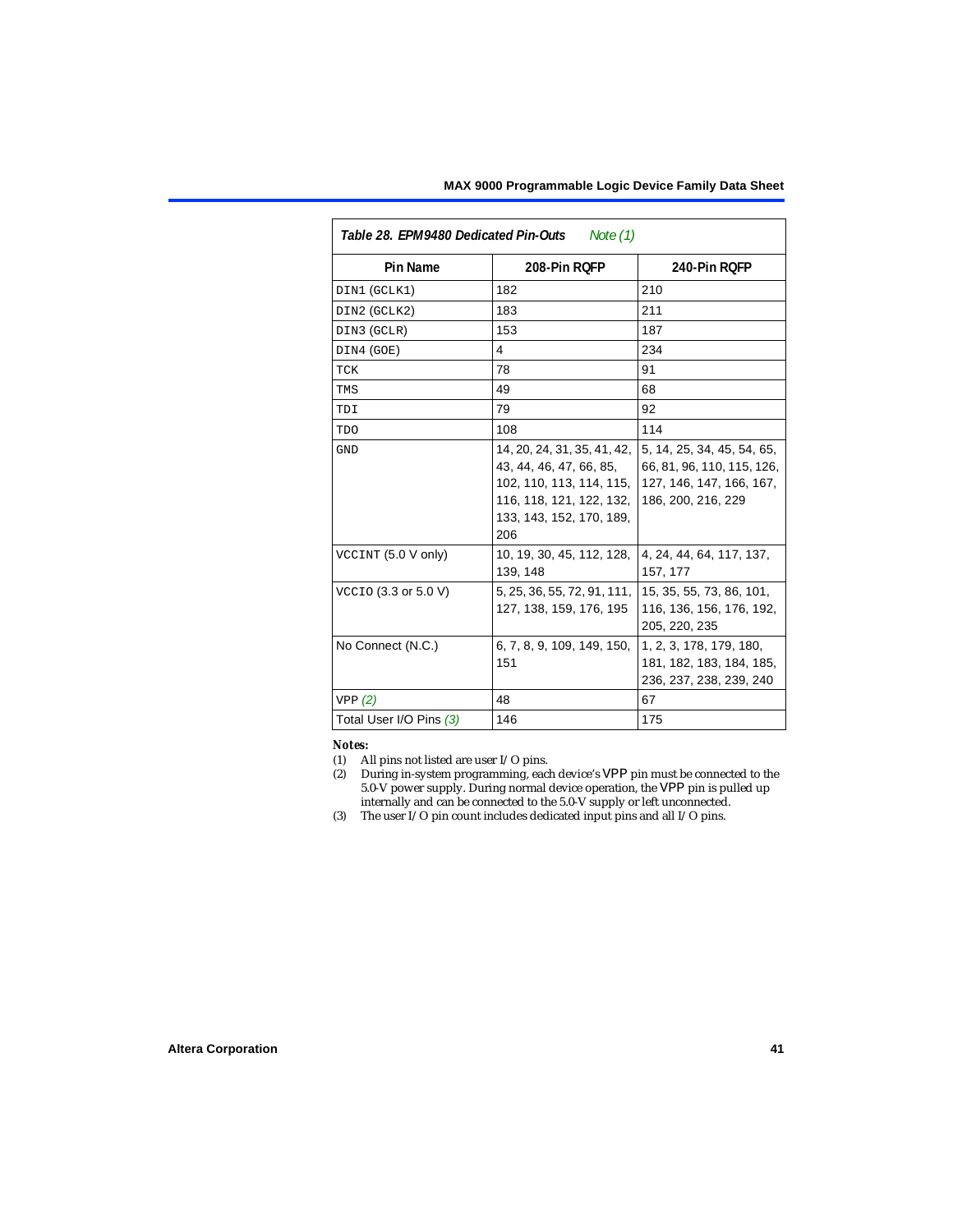**Table 28. EPM9480 Dedicated Pin-Outs** *Note (1)*

| Pin Name | 208-Pin RQFP | 240-Pin RQFP |
| --- | --- | --- |
| DIN1 (GCLK1) | 182 | 210 |
| DIN2 (GCLK2) | 183 | 211 |
| DIN3 (GCLR) | 153 | 187 |
| DIN4 (GOE) | 4 | 234 |
| TCK | 78 | 91 |
| TMS | 49 | 68 |
| TDI | 79 | 92 |
| TDO | 108 | 114 |
| GND | 14, 20, 24, 31, 35, 41, 42, 43, 44, 46, 47, 66, 85, 102, 110, 113, 114, 115, 116, 118, 121, 122, 132, 133, 143, 152, 170, 189, 206 | 5, 14, 25, 34, 45, 54, 65, 66, 81, 96, 110, 115, 126, 127, 146, 147, 166, 167, 186, 200, 216, 229 |
| VCCINT (5.0 V only) | 10, 19, 30, 45, 112, 128, 139, 148 | 4, 24, 44, 64, 117, 137, 157, 177 |
| VCCIO (3.3 or 5.0 V) | 5, 25, 36, 55, 72, 91, 111, 127, 138, 159, 176, 195 | 15, 35, 55, 73, 86, 101, 116, 136, 156, 176, 192, 205, 220, 235 |
| No Connect (N.C.) | 6, 7, 8, 9, 109, 149, 150, 151 | 1, 2, 3, 178, 179, 180, 181, 182, 183, 184, 185, 236, 237, 238, 239, 240 |
| VPP *(2)* | 48 | 67 |
| Total User I/O Pins *(3)* | 146 | 175 |

***Notes:***

(1) All pins not listed are user I/O pins.

(2) During in-system programming, each device's VPP pin must be connected to the 5.0-V power supply. During normal device operation, the VPP pin is pulled up internally and can be connected to the 5.0-V supply or left unconnected.

(3) The user I/O pin count includes dedicated input pins and all I/O pins.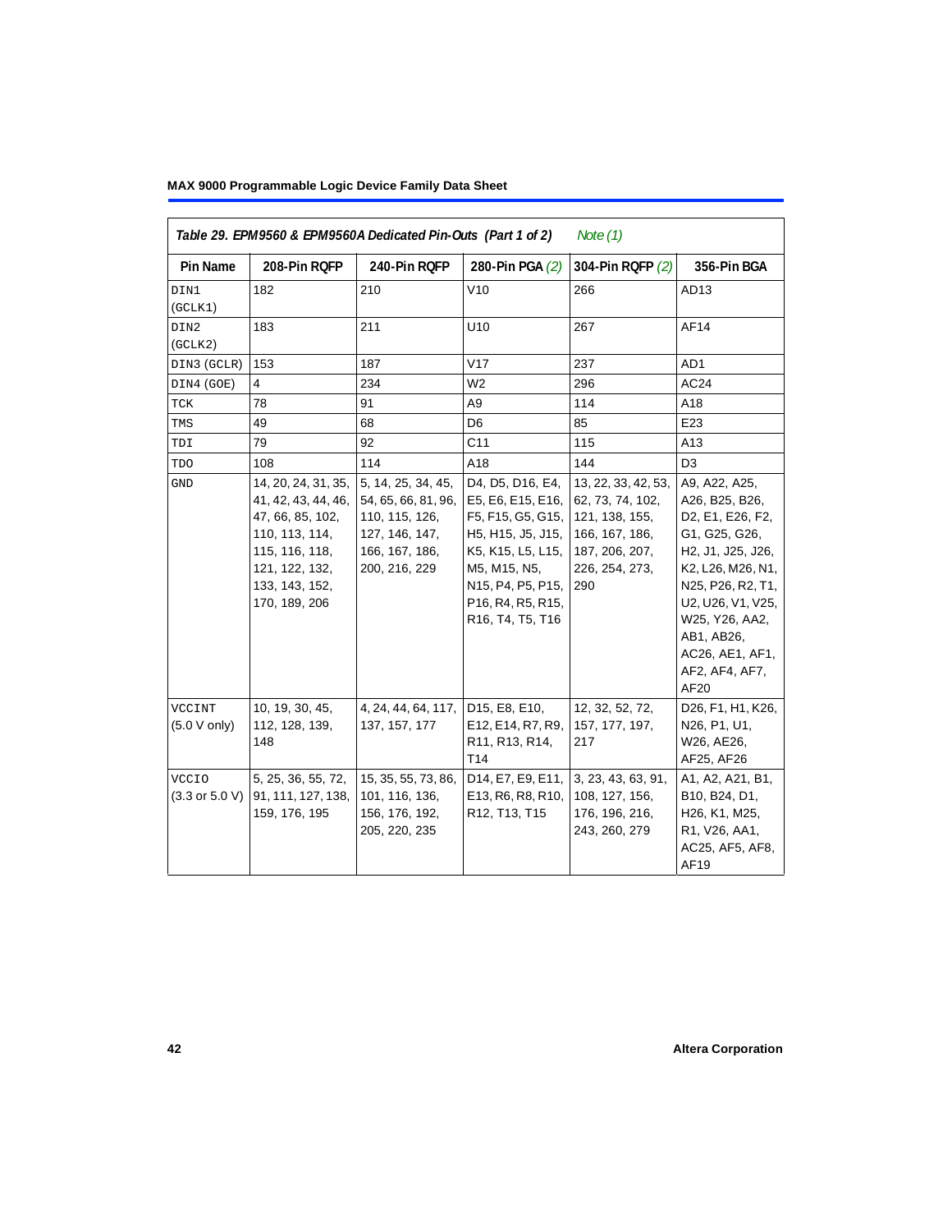Table 29. EPM9560 & EPM9560A Dedicated Pin-Outs (Part 1 of 2) *Note (1)*

| Pin Name | 208-Pin RQFP | 240-Pin RQFP | 280-Pin PGA *(2)* | 304-Pin RQFP *(2)* | 356-Pin BGA |
|---|---|---|---|---|---|
| DIN1 (GCLK1) | 182 | 210 | V10 | 266 | AD13 |
| DIN2 (GCLK2) | 183 | 211 | U10 | 267 | AF14 |
| DIN3 (GCLR) | 153 | 187 | V17 | 237 | AD1 |
| DIN4 (GOE) | 4 | 234 | W2 | 296 | AC24 |
| TCK | 78 | 91 | A9 | 114 | A18 |
| TMS | 49 | 68 | D6 | 85 | E23 |
| TDI | 79 | 92 | C11 | 115 | A13 |
| TDO | 108 | 114 | A18 | 144 | D3 |
| GND | 14, 20, 24, 31, 35, 41, 42, 43, 44, 46, 47, 66, 85, 102, 110, 113, 114, 115, 116, 118, 121, 122, 132, 133, 143, 152, 170, 189, 206 | 5, 14, 25, 34, 45, 54, 65, 66, 81, 96, 110, 115, 126, 127, 146, 147, 166, 167, 186, 200, 216, 229 | D4, D5, D16, E4, E5, E6, E15, E16, F5, F15, G5, G15, H5, H15, J5, J15, K5, K15, L5, L15, M5, M15, N5, N15, P4, P5, P15, P16, R4, R5, R15, R16, T4, T5, T16 | 13, 22, 33, 42, 53, 62, 73, 74, 102, 121, 138, 155, 166, 167, 186, 187, 206, 207, 226, 254, 273, 290 | A9, A22, A25, A26, B25, B26, D2, E1, E26, F2, G1, G25, G26, H2, J1, J25, J26, K2, L26, M26, N1, N25, P26, R2, T1, U2, U26, V1, V25, W25, Y26, AA2, AB1, AB26, AC26, AE1, AF1, AF2, AF4, AF7, AF20 |
| VCCINT (5.0 V only) | 10, 19, 30, 45, 112, 128, 139, 148 | 4, 24, 44, 64, 117, 137, 157, 177 | D15, E8, E10, E12, E14, R7, R9, R11, R13, R14, T14 | 12, 32, 52, 72, 157, 177, 197, 217 | D26, F1, H1, K26, N26, P1, U1, W26, AE26, AF25, AF26 |
| VCCIO (3.3 or 5.0 V) | 5, 25, 36, 55, 72, 91, 111, 127, 138, 159, 176, 195 | 15, 35, 55, 73, 86, 101, 116, 136, 156, 176, 192, 205, 220, 235 | D14, E7, E9, E11, E13, R6, R8, R10, R12, T13, T15 | 3, 23, 43, 63, 91, 108, 127, 156, 176, 196, 216, 243, 260, 279 | A1, A2, A21, B1, B10, B24, D1, H26, K1, M25, R1, V26, AA1, AC25, AF5, AF8, AF19 |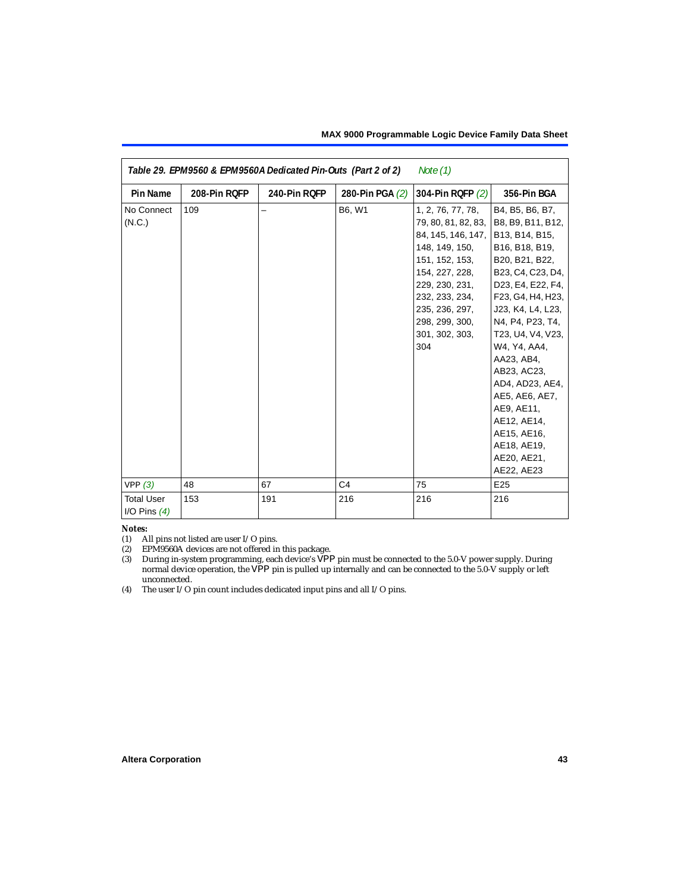Table 29. EPM9560 & EPM9560A Dedicated Pin-Outs (Part 2 of 2) *Note (1)*

| Pin Name | 208-Pin RQFP | 240-Pin RQFP | 280-Pin PGA *(2)* | 304-Pin RQFP *(2)* | 356-Pin BGA |
|---|---|---|---|---|---|
| No Connect (N.C.) | 109 | – | B6, W1 | 1, 2, 76, 77, 78, 79, 80, 81, 82, 83, 84, 145, 146, 147, 148, 149, 150, 151, 152, 153, 154, 227, 228, 229, 230, 231, 232, 233, 234, 235, 236, 297, 298, 299, 300, 301, 302, 303, 304 | B4, B5, B6, B7, B8, B9, B11, B12, B13, B14, B15, B16, B18, B19, B20, B21, B22, B23, C4, C23, D4, D23, E4, E22, F4, F23, G4, H4, H23, J23, K4, L4, L23, N4, P4, P23, T4, T23, U4, V4, V23, W4, Y4, AA4, AA23, AB4, AB23, AC23, AD4, AD23, AE4, AE5, AE6, AE7, AE9, AE11, AE12, AE14, AE15, AE16, AE18, AE19, AE20, AE21, AE22, AE23 |
| VPP *(3)* | 48 | 67 | C4 | 75 | E25 |
| Total User I/O Pins *(4)* | 153 | 191 | 216 | 216 | 216 |

***Notes:***

(1) All pins not listed are user I/O pins.

(2) EPM9560A devices are not offered in this package.

(3) During in-system programming, each device's VPP pin must be connected to the 5.0-V power supply. During normal device operation, the VPP pin is pulled up internally and can be connected to the 5.0-V supply or left unconnected.

(4) The user I/O pin count includes dedicated input pins and all I/O pins.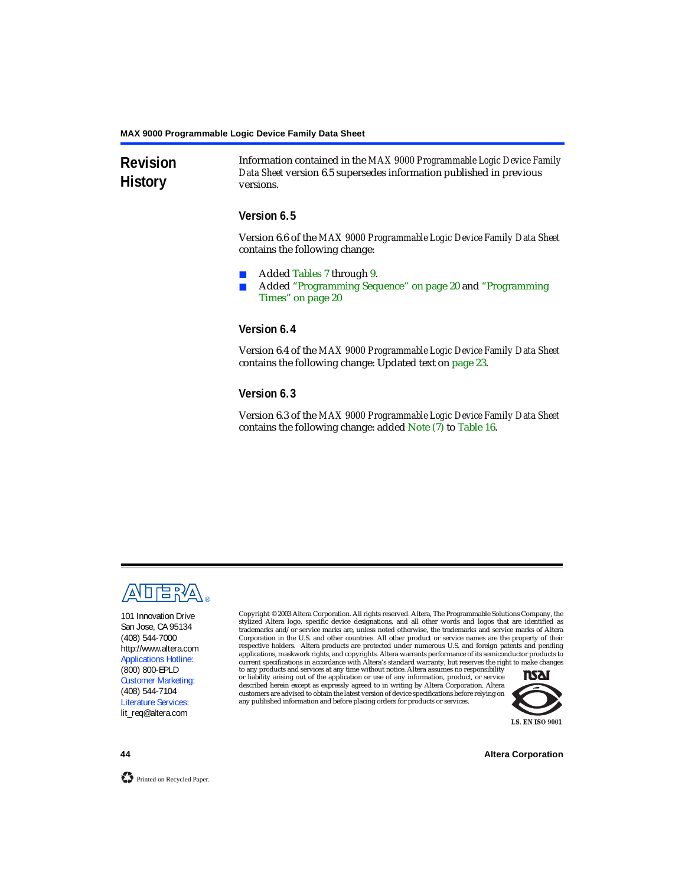## Revision History

Information contained in the *MAX 9000 Programmable Logic Device Family Data Sheet* version 6.5 supersedes information published in previous versions.

### Version 6.5

Version 6.6 of the *MAX 9000 Programmable Logic Device Family Data Sheet* contains the following change:

- Added Tables 7 through 9.
- Added "Programming Sequence" on page 20 and "Programming Times" on page 20

### Version 6.4

Version 6.4 of the *MAX 9000 Programmable Logic Device Family Data Sheet* contains the following change: Updated text on page 23.

### Version 6.3

Version 6.3 of the *MAX 9000 Programmable Logic Device Family Data Sheet* contains the following change: added Note (7) to Table 16.

101 Innovation Drive
San Jose, CA 95134
(408) 544-7000
http://www.altera.com
Applications Hotline:
(800) 800-EPLD
Customer Marketing:
(408) 544-7104
Literature Services:
lit_req@altera.com

Copyright © 2003 Altera Corporation. All rights reserved. Altera, The Programmable Solutions Company, the stylized Altera logo, specific device designations, and all other words and logos that are identified as trademarks and/or service marks are, unless noted otherwise, the trademarks and service marks of Altera Corporation in the U.S. and other countries. All other product or service names are the property of their respective holders. Altera products are protected under numerous U.S. and foreign patents and pending applications, maskwork rights, and copyrights. Altera warrants performance of its semiconductor products to current specifications in accordance with Altera's standard warranty, but reserves the right to make changes to any products and services at any time without notice. Altera assumes no responsibility or liability arising out of the application or use of any information, product, or service described herein except as expressly agreed to in writing by Altera Corporation. Altera customers are advised to obtain the latest version of device specifications before relying on any published information and before placing orders for products or services.

I.S. EN ISO 9001

Printed on Recycled Paper.